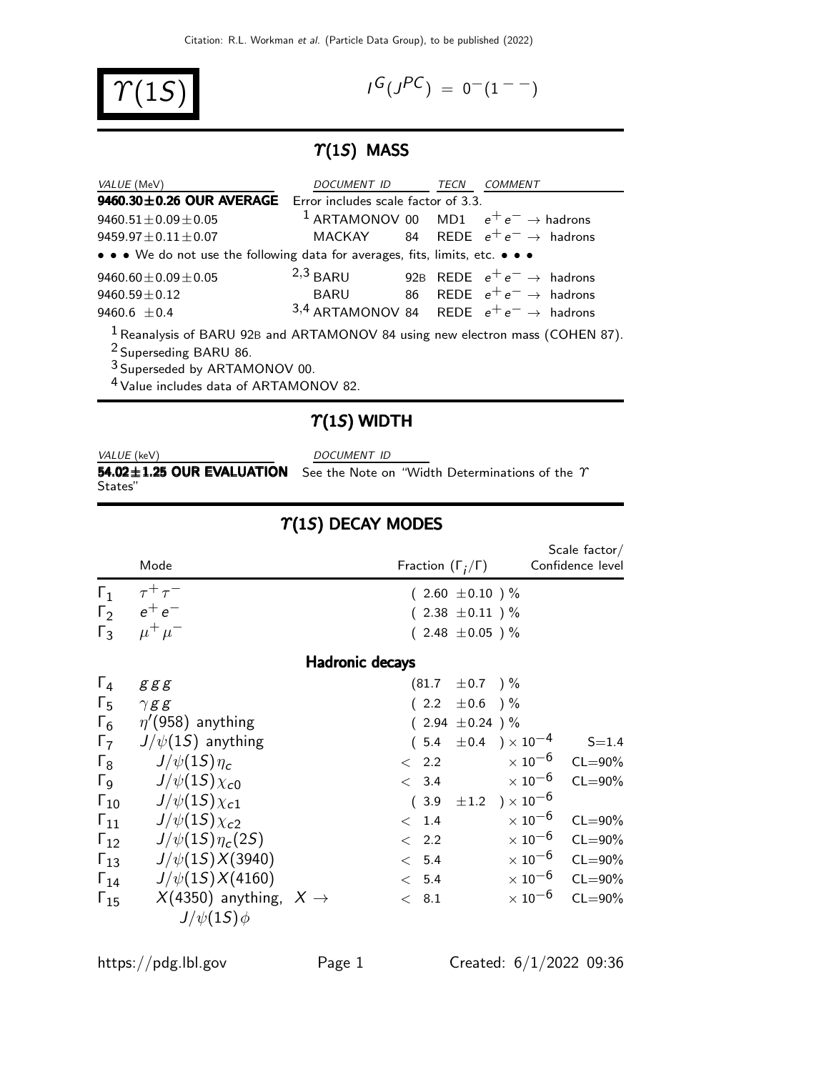# $\Upsilon(1S)$

$I^G(J^{PC}) = 0^-(1^{--})$

## $\Upsilon(1S)$ MASS

| VALUE (MeV) | DOCUMENT ID | | TECN | COMMENT |
|---|---|---|---|---|
| **9460.30±0.26 OUR AVERAGE** | Error includes scale factor of 3.3. | | | |
| $9460.51 \pm 0.09 \pm 0.05$ | [1] ARTAMONOV | 00 | MD1 | $e^+e^- \rightarrow$ hadrons |
| $9459.97 \pm 0.11 \pm 0.07$ | MACKAY | 84 | REDE | $e^+e^- \rightarrow$ hadrons |
| • • • We do not use the following data for averages, fits, limits, etc. • • • | | | | |
| $9460.60 \pm 0.09 \pm 0.05$ | [2,3] BARU | 92B | REDE | $e^+e^- \rightarrow$ hadrons |
| $9460.59 \pm 0.12$ | BARU | 86 | REDE | $e^+e^- \rightarrow$ hadrons |
| $9460.6 \pm 0.4$ | [3,4] ARTAMONOV | 84 | REDE | $e^+e^- \rightarrow$ hadrons |

[1] Reanalysis of BARU 92B and ARTAMONOV 84 using new electron mass (COHEN 87).
[2] Superseding BARU 86.
[3] Superseded by ARTAMONOV 00.
[4] Value includes data of ARTAMONOV 82.

## $\Upsilon(1S)$ WIDTH

| VALUE (keV) | DOCUMENT ID |
|---|---|
| **54.02±1.25 OUR EVALUATION** | See the Note on "Width Determinations of the $\Upsilon$ States" |

## $\Upsilon(1S)$ DECAY MODES

| | Mode | Fraction $(\Gamma_i/\Gamma)$ | Scale factor/ Confidence level |
|---|---|---|---|
| $\Gamma_1$ | $\tau^+\tau^-$ | $(2.60 \pm 0.10)$ % | |
| $\Gamma_2$ | $e^+e^-$ | $(2.38 \pm 0.11)$ % | |
| $\Gamma_3$ | $\mu^+\mu^-$ | $(2.48 \pm 0.05)$ % | |
| | **Hadronic decays** | | |
| $\Gamma_4$ | $ggg$ | $(81.7 \pm 0.7)$ % | |
| $\Gamma_5$ | $\gamma gg$ | $(2.2 \pm 0.6)$ % | |
| $\Gamma_6$ | $\eta'(958)$ anything | $(2.94 \pm 0.24)$ % | |
| $\Gamma_7$ | $J/\psi(1S)$ anything | $(5.4 \pm 0.4) \times 10^{-4}$ | S=1.4 |
| $\Gamma_8$ | $J/\psi(1S)\eta_c$ | $< 2.2 \times 10^{-6}$ | CL=90% |
| $\Gamma_9$ | $J/\psi(1S)\chi_{c0}$ | $< 3.4 \times 10^{-6}$ | CL=90% |
| $\Gamma_{10}$ | $J/\psi(1S)\chi_{c1}$ | $(3.9 \pm 1.2) \times 10^{-6}$ | |
| $\Gamma_{11}$ | $J/\psi(1S)\chi_{c2}$ | $< 1.4 \times 10^{-6}$ | CL=90% |
| $\Gamma_{12}$ | $J/\psi(1S)\eta_c(2S)$ | $< 2.2 \times 10^{-6}$ | CL=90% |
| $\Gamma_{13}$ | $J/\psi(1S)X(3940)$ | $< 5.4 \times 10^{-6}$ | CL=90% |
| $\Gamma_{14}$ | $J/\psi(1S)X(4160)$ | $< 5.4 \times 10^{-6}$ | CL=90% |
| $\Gamma_{15}$ | $X(4350)$ anything, $X \rightarrow J/\psi(1S)\phi$ | $< 8.1 \times 10^{-6}$ | CL=90% |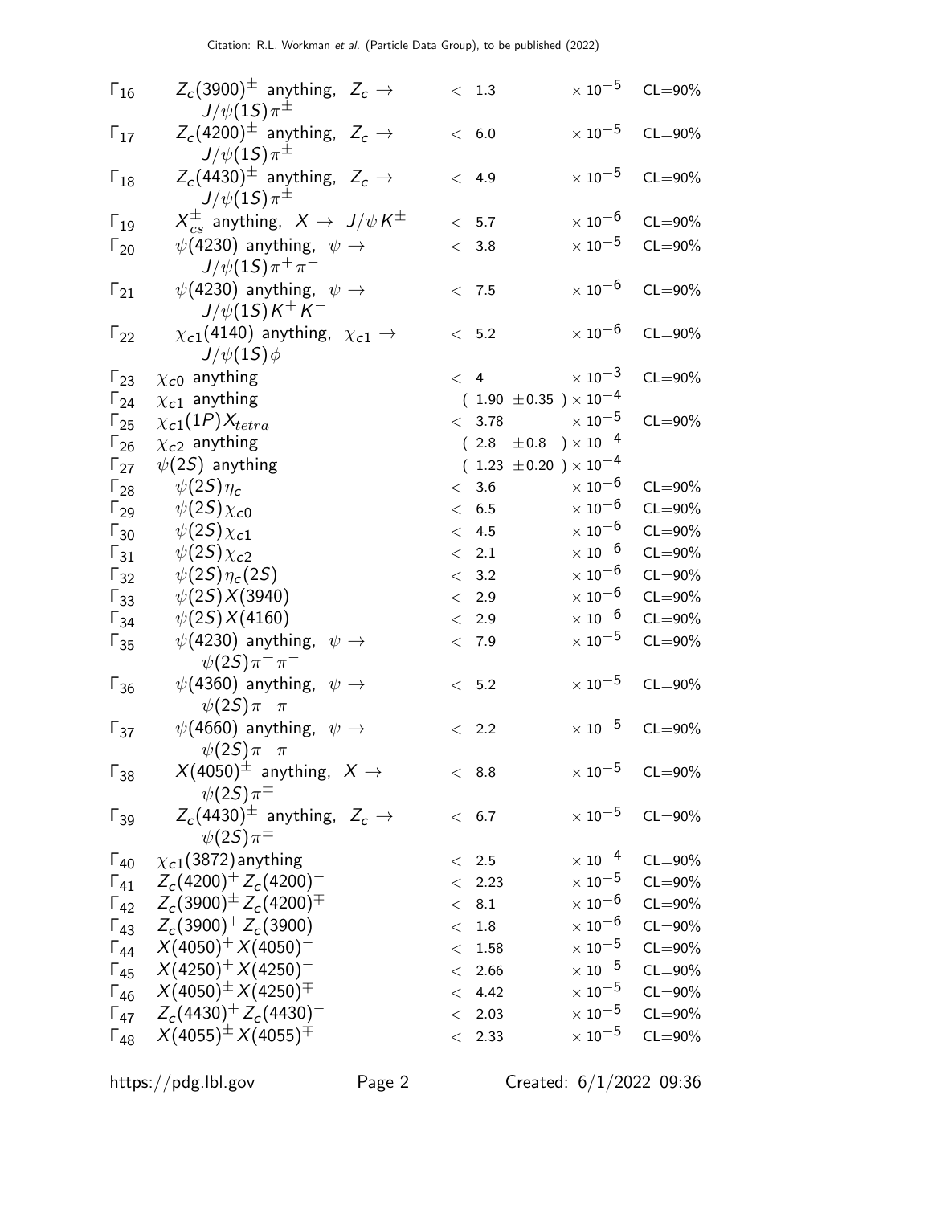| | | | | |
|---|---|---|---|---|
| $\Gamma_{16}$ | $Z_c(3900)^{\pm}$ anything, $Z_c \to J/\psi(1S)\pi^{\pm}$ | $< 1.3$ | $\times 10^{-5}$ | CL=90% |
| $\Gamma_{17}$ | $Z_c(4200)^{\pm}$ anything, $Z_c \to J/\psi(1S)\pi^{\pm}$ | $< 6.0$ | $\times 10^{-5}$ | CL=90% |
| $\Gamma_{18}$ | $Z_c(4430)^{\pm}$ anything, $Z_c \to J/\psi(1S)\pi^{\pm}$ | $< 4.9$ | $\times 10^{-5}$ | CL=90% |
| $\Gamma_{19}$ | $X_{cs}^{\pm}$ anything, $X \to J/\psi K^{\pm}$ | $< 5.7$ | $\times 10^{-6}$ | CL=90% |
| $\Gamma_{20}$ | $\psi(4230)$ anything, $\psi \to J/\psi(1S)\pi^+\pi^-$ | $< 3.8$ | $\times 10^{-5}$ | CL=90% |
| $\Gamma_{21}$ | $\psi(4230)$ anything, $\psi \to J/\psi(1S)K^+K^-$ | $< 7.5$ | $\times 10^{-6}$ | CL=90% |
| $\Gamma_{22}$ | $\chi_{c1}(4140)$ anything, $\chi_{c1} \to J/\psi(1S)\phi$ | $< 5.2$ | $\times 10^{-6}$ | CL=90% |
| $\Gamma_{23}$ | $\chi_{c0}$ anything | $< 4$ | $\times 10^{-3}$ | CL=90% |
| $\Gamma_{24}$ | $\chi_{c1}$ anything | $(1.90 \pm 0.35)$ | $\times 10^{-4}$ | |
| $\Gamma_{25}$ | $\chi_{c1}(1P)X_{tetra}$ | $< 3.78$ | $\times 10^{-5}$ | CL=90% |
| $\Gamma_{26}$ | $\chi_{c2}$ anything | $(2.8 \pm 0.8)$ | $\times 10^{-4}$ | |
| $\Gamma_{27}$ | $\psi(2S)$ anything | $(1.23 \pm 0.20)$ | $\times 10^{-4}$ | |
| $\Gamma_{28}$ | $\psi(2S)\eta_c$ | $< 3.6$ | $\times 10^{-6}$ | CL=90% |
| $\Gamma_{29}$ | $\psi(2S)\chi_{c0}$ | $< 6.5$ | $\times 10^{-6}$ | CL=90% |
| $\Gamma_{30}$ | $\psi(2S)\chi_{c1}$ | $< 4.5$ | $\times 10^{-6}$ | CL=90% |
| $\Gamma_{31}$ | $\psi(2S)\chi_{c2}$ | $< 2.1$ | $\times 10^{-6}$ | CL=90% |
| $\Gamma_{32}$ | $\psi(2S)\eta_c(2S)$ | $< 3.2$ | $\times 10^{-6}$ | CL=90% |
| $\Gamma_{33}$ | $\psi(2S)X(3940)$ | $< 2.9$ | $\times 10^{-6}$ | CL=90% |
| $\Gamma_{34}$ | $\psi(2S)X(4160)$ | $< 2.9$ | $\times 10^{-6}$ | CL=90% |
| $\Gamma_{35}$ | $\psi(4230)$ anything, $\psi \to \psi(2S)\pi^+\pi^-$ | $< 7.9$ | $\times 10^{-5}$ | CL=90% |
| $\Gamma_{36}$ | $\psi(4360)$ anything, $\psi \to \psi(2S)\pi^+\pi^-$ | $< 5.2$ | $\times 10^{-5}$ | CL=90% |
| $\Gamma_{37}$ | $\psi(4660)$ anything, $\psi \to \psi(2S)\pi^+\pi^-$ | $< 2.2$ | $\times 10^{-5}$ | CL=90% |
| $\Gamma_{38}$ | $X(4050)^{\pm}$ anything, $X \to \psi(2S)\pi^{\pm}$ | $< 8.8$ | $\times 10^{-5}$ | CL=90% |
| $\Gamma_{39}$ | $Z_c(4430)^{\pm}$ anything, $Z_c \to \psi(2S)\pi^{\pm}$ | $< 6.7$ | $\times 10^{-5}$ | CL=90% |
| $\Gamma_{40}$ | $\chi_{c1}(3872)$anything | $< 2.5$ | $\times 10^{-4}$ | CL=90% |
| $\Gamma_{41}$ | $Z_c(4200)^+ Z_c(4200)^-$ | $< 2.23$ | $\times 10^{-5}$ | CL=90% |
| $\Gamma_{42}$ | $Z_c(3900)^{\pm} Z_c(4200)^{\mp}$ | $< 8.1$ | $\times 10^{-6}$ | CL=90% |
| $\Gamma_{43}$ | $Z_c(3900)^+ Z_c(3900)^-$ | $< 1.8$ | $\times 10^{-6}$ | CL=90% |
| $\Gamma_{44}$ | $X(4050)^+ X(4050)^-$ | $< 1.58$ | $\times 10^{-5}$ | CL=90% |
| $\Gamma_{45}$ | $X(4250)^+ X(4250)^-$ | $< 2.66$ | $\times 10^{-5}$ | CL=90% |
| $\Gamma_{46}$ | $X(4050)^{\pm} X(4250)^{\mp}$ | $< 4.42$ | $\times 10^{-5}$ | CL=90% |
| $\Gamma_{47}$ | $Z_c(4430)^+ Z_c(4430)^-$ | $< 2.03$ | $\times 10^{-5}$ | CL=90% |
| $\Gamma_{48}$ | $X(4055)^{\pm} X(4055)^{\mp}$ | $< 2.33$ | $\times 10^{-5}$ | CL=90% |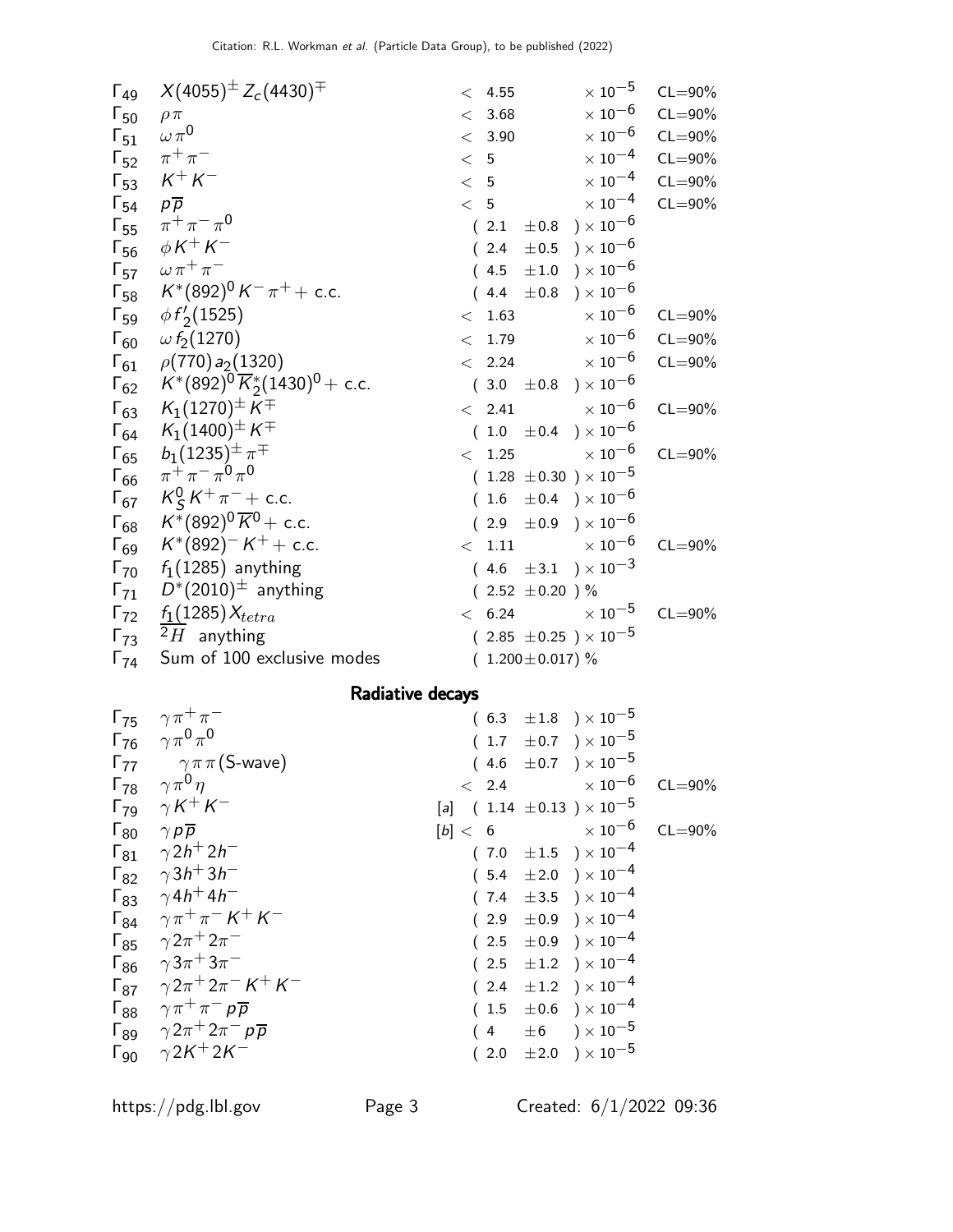| | | | | |
|---|---|---|---|---|
| $\Gamma_{49}$ | $X(4055)^{\pm} Z_c(4430)^{\mp}$ | | $< 4.55 \times 10^{-5}$ | CL=90% |
| $\Gamma_{50}$ | $\rho\pi$ | | $< 3.68 \times 10^{-6}$ | CL=90% |
| $\Gamma_{51}$ | $\omega\pi^0$ | | $< 3.90 \times 10^{-6}$ | CL=90% |
| $\Gamma_{52}$ | $\pi^+\pi^-$ | | $< 5 \times 10^{-4}$ | CL=90% |
| $\Gamma_{53}$ | $K^+K^-$ | | $< 5 \times 10^{-4}$ | CL=90% |
| $\Gamma_{54}$ | $p\overline{p}$ | | $< 5 \times 10^{-4}$ | CL=90% |
| $\Gamma_{55}$ | $\pi^+\pi^-\pi^0$ | | $(2.1 \pm 0.8) \times 10^{-6}$ | |
| $\Gamma_{56}$ | $\phi K^+K^-$ | | $(2.4 \pm 0.5) \times 10^{-6}$ | |
| $\Gamma_{57}$ | $\omega\pi^+\pi^-$ | | $(4.5 \pm 1.0) \times 10^{-6}$ | |
| $\Gamma_{58}$ | $K^*(892)^0 K^-\pi^+ +$ c.c. | | $(4.4 \pm 0.8) \times 10^{-6}$ | |
| $\Gamma_{59}$ | $\phi f'_2(1525)$ | | $< 1.63 \times 10^{-6}$ | CL=90% |
| $\Gamma_{60}$ | $\omega f_2(1270)$ | | $< 1.79 \times 10^{-6}$ | CL=90% |
| $\Gamma_{61}$ | $\rho(770) a_2(1320)$ | | $< 2.24 \times 10^{-6}$ | CL=90% |
| $\Gamma_{62}$ | $K^*(892)^0 \overline{K}^*_2(1430)^0 +$ c.c. | | $(3.0 \pm 0.8) \times 10^{-6}$ | |
| $\Gamma_{63}$ | $K_1(1270)^{\pm} K^{\mp}$ | | $< 2.41 \times 10^{-6}$ | CL=90% |
| $\Gamma_{64}$ | $K_1(1400)^{\pm} K^{\mp}$ | | $(1.0 \pm 0.4) \times 10^{-6}$ | |
| $\Gamma_{65}$ | $b_1(1235)^{\pm}\pi^{\mp}$ | | $< 1.25 \times 10^{-6}$ | CL=90% |
| $\Gamma_{66}$ | $\pi^+\pi^-\pi^0\pi^0$ | | $(1.28 \pm 0.30) \times 10^{-5}$ | |
| $\Gamma_{67}$ | $K^0_S K^+\pi^- +$ c.c. | | $(1.6 \pm 0.4) \times 10^{-6}$ | |
| $\Gamma_{68}$ | $K^*(892)^0 \overline{K}^0 +$ c.c. | | $(2.9 \pm 0.9) \times 10^{-6}$ | |
| $\Gamma_{69}$ | $K^*(892)^- K^+ +$ c.c. | | $< 1.11 \times 10^{-6}$ | CL=90% |
| $\Gamma_{70}$ | $f_1(1285)$ anything | | $(4.6 \pm 3.1) \times 10^{-3}$ | |
| $\Gamma_{71}$ | $D^*(2010)^{\pm}$ anything | | $(2.52 \pm 0.20)$ % | |
| $\Gamma_{72}$ | $f_1(1285) X_{tetra}$ | | $< 6.24 \times 10^{-5}$ | CL=90% |
| $\Gamma_{73}$ | $\overline{^2H}$ anything | | $(2.85 \pm 0.25) \times 10^{-5}$ | |
| $\Gamma_{74}$ | Sum of 100 exclusive modes | | $(1.200 \pm 0.017)$ % | |

## Radiative decays

| | | | | |
|---|---|---|---|---|
| $\Gamma_{75}$ | $\gamma\pi^+\pi^-$ | | $(6.3 \pm 1.8) \times 10^{-5}$ | |
| $\Gamma_{76}$ | $\gamma\pi^0\pi^0$ | | $(1.7 \pm 0.7) \times 10^{-5}$ | |
| $\Gamma_{77}$ | $\gamma\pi\pi$ (S-wave) | | $(4.6 \pm 0.7) \times 10^{-5}$ | |
| $\Gamma_{78}$ | $\gamma\pi^0\eta$ | | $< 2.4 \times 10^{-6}$ | CL=90% |
| $\Gamma_{79}$ | $\gamma K^+K^-$ | [a] | $(1.14 \pm 0.13) \times 10^{-5}$ | |
| $\Gamma_{80}$ | $\gamma p\overline{p}$ | [b] | $< 6 \times 10^{-6}$ | CL=90% |
| $\Gamma_{81}$ | $\gamma 2h^+ 2h^-$ | | $(7.0 \pm 1.5) \times 10^{-4}$ | |
| $\Gamma_{82}$ | $\gamma 3h^+ 3h^-$ | | $(5.4 \pm 2.0) \times 10^{-4}$ | |
| $\Gamma_{83}$ | $\gamma 4h^+ 4h^-$ | | $(7.4 \pm 3.5) \times 10^{-4}$ | |
| $\Gamma_{84}$ | $\gamma\pi^+\pi^- K^+K^-$ | | $(2.9 \pm 0.9) \times 10^{-4}$ | |
| $\Gamma_{85}$ | $\gamma 2\pi^+ 2\pi^-$ | | $(2.5 \pm 0.9) \times 10^{-4}$ | |
| $\Gamma_{86}$ | $\gamma 3\pi^+ 3\pi^-$ | | $(2.5 \pm 1.2) \times 10^{-4}$ | |
| $\Gamma_{87}$ | $\gamma 2\pi^+ 2\pi^- K^+K^-$ | | $(2.4 \pm 1.2) \times 10^{-4}$ | |
| $\Gamma_{88}$ | $\gamma\pi^+\pi^- p\overline{p}$ | | $(1.5 \pm 0.6) \times 10^{-4}$ | |
| $\Gamma_{89}$ | $\gamma 2\pi^+ 2\pi^- p\overline{p}$ | | $(4 \pm 6) \times 10^{-5}$ | |
| $\Gamma_{90}$ | $\gamma 2K^+ 2K^-$ | | $(2.0 \pm 2.0) \times 10^{-5}$ | |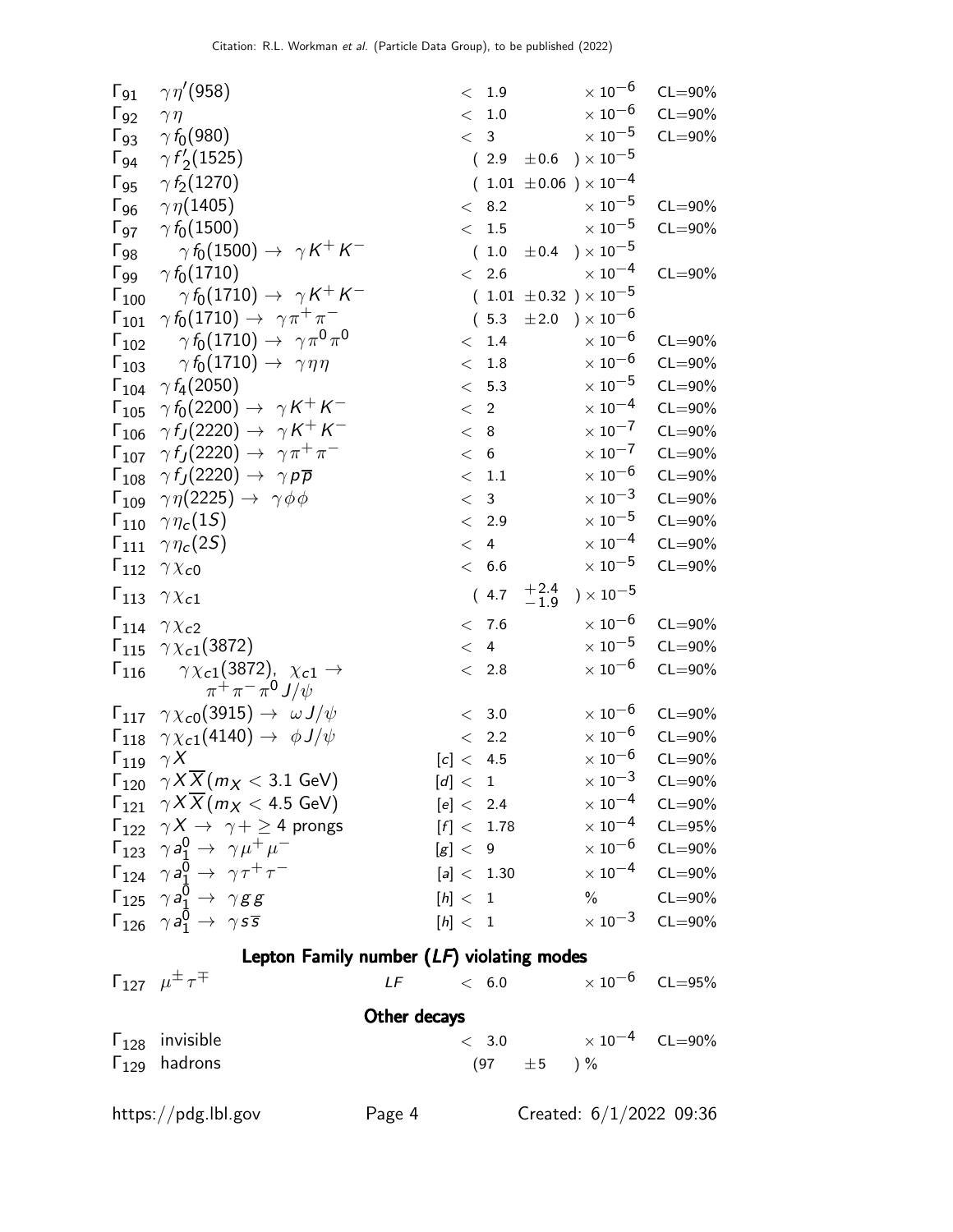| | | | | | |
|---|---|---|---|---|---|
| $\Gamma_{91}$ | $\gamma\eta'(958)$ | | $< 1.9$ | $\times 10^{-6}$ | CL=90% |
| $\Gamma_{92}$ | $\gamma\eta$ | | $< 1.0$ | $\times 10^{-6}$ | CL=90% |
| $\Gamma_{93}$ | $\gamma f_0(980)$ | | $< 3$ | $\times 10^{-5}$ | CL=90% |
| $\Gamma_{94}$ | $\gamma f_2'(1525)$ | | $(2.9 \pm 0.6$ | $) \times 10^{-5}$ | |
| $\Gamma_{95}$ | $\gamma f_2(1270)$ | | $(1.01 \pm 0.06$ | $) \times 10^{-4}$ | |
| $\Gamma_{96}$ | $\gamma\eta(1405)$ | | $< 8.2$ | $\times 10^{-5}$ | CL=90% |
| $\Gamma_{97}$ | $\gamma f_0(1500)$ | | $< 1.5$ | $\times 10^{-5}$ | CL=90% |
| $\Gamma_{98}$ | $\gamma f_0(1500) \rightarrow \gamma K^+ K^-$ | | $(1.0 \pm 0.4$ | $) \times 10^{-5}$ | |
| $\Gamma_{99}$ | $\gamma f_0(1710)$ | | $< 2.6$ | $\times 10^{-4}$ | CL=90% |
| $\Gamma_{100}$ | $\gamma f_0(1710) \rightarrow \gamma K^+ K^-$ | | $(1.01 \pm 0.32$ | $) \times 10^{-5}$ | |
| $\Gamma_{101}$ | $\gamma f_0(1710) \rightarrow \gamma \pi^+ \pi^-$ | | $(5.3 \pm 2.0$ | $) \times 10^{-6}$ | |
| $\Gamma_{102}$ | $\gamma f_0(1710) \rightarrow \gamma \pi^0 \pi^0$ | | $< 1.4$ | $\times 10^{-6}$ | CL=90% |
| $\Gamma_{103}$ | $\gamma f_0(1710) \rightarrow \gamma \eta\eta$ | | $< 1.8$ | $\times 10^{-6}$ | CL=90% |
| $\Gamma_{104}$ | $\gamma f_4(2050)$ | | $< 5.3$ | $\times 10^{-5}$ | CL=90% |
| $\Gamma_{105}$ | $\gamma f_0(2200) \rightarrow \gamma K^+ K^-$ | | $< 2$ | $\times 10^{-4}$ | CL=90% |
| $\Gamma_{106}$ | $\gamma f_J(2220) \rightarrow \gamma K^+ K^-$ | | $< 8$ | $\times 10^{-7}$ | CL=90% |
| $\Gamma_{107}$ | $\gamma f_J(2220) \rightarrow \gamma \pi^+ \pi^-$ | | $< 6$ | $\times 10^{-7}$ | CL=90% |
| $\Gamma_{108}$ | $\gamma f_J(2220) \rightarrow \gamma p \overline{p}$ | | $< 1.1$ | $\times 10^{-6}$ | CL=90% |
| $\Gamma_{109}$ | $\gamma\eta(2225) \rightarrow \gamma\phi\phi$ | | $< 3$ | $\times 10^{-3}$ | CL=90% |
| $\Gamma_{110}$ | $\gamma\eta_c(1S)$ | | $< 2.9$ | $\times 10^{-5}$ | CL=90% |
| $\Gamma_{111}$ | $\gamma\eta_c(2S)$ | | $< 4$ | $\times 10^{-4}$ | CL=90% |
| $\Gamma_{112}$ | $\gamma\chi_{c0}$ | | $< 6.6$ | $\times 10^{-5}$ | CL=90% |
| $\Gamma_{113}$ | $\gamma\chi_{c1}$ | | $(4.7\ ^{+2.4}_{-1.9}$ | $) \times 10^{-5}$ | |
| $\Gamma_{114}$ | $\gamma\chi_{c2}$ | | $< 7.6$ | $\times 10^{-6}$ | CL=90% |
| $\Gamma_{115}$ | $\gamma\chi_{c1}(3872)$ | | $< 4$ | $\times 10^{-5}$ | CL=90% |
| $\Gamma_{116}$ | $\gamma\chi_{c1}(3872)$, $\chi_{c1} \rightarrow \pi^+\pi^-\pi^0 J/\psi$ | | $< 2.8$ | $\times 10^{-6}$ | CL=90% |
| $\Gamma_{117}$ | $\gamma\chi_{c0}(3915) \rightarrow \omega J/\psi$ | | $< 3.0$ | $\times 10^{-6}$ | CL=90% |
| $\Gamma_{118}$ | $\gamma\chi_{c1}(4140) \rightarrow \phi J/\psi$ | | $< 2.2$ | $\times 10^{-6}$ | CL=90% |
| $\Gamma_{119}$ | $\gamma X$ | [c] | $< 4.5$ | $\times 10^{-6}$ | CL=90% |
| $\Gamma_{120}$ | $\gamma X \overline{X} (m_X < 3.1$ GeV) | [d] | $< 1$ | $\times 10^{-3}$ | CL=90% |
| $\Gamma_{121}$ | $\gamma X \overline{X} (m_X < 4.5$ GeV) | [e] | $< 2.4$ | $\times 10^{-4}$ | CL=90% |
| $\Gamma_{122}$ | $\gamma X \rightarrow \gamma + \geq 4$ prongs | [f] | $< 1.78$ | $\times 10^{-4}$ | CL=95% |
| $\Gamma_{123}$ | $\gamma a_1^0 \rightarrow \gamma \mu^+ \mu^-$ | [g] | $< 9$ | $\times 10^{-6}$ | CL=90% |
| $\Gamma_{124}$ | $\gamma a_1^0 \rightarrow \gamma \tau^+ \tau^-$ | [a] | $< 1.30$ | $\times 10^{-4}$ | CL=90% |
| $\Gamma_{125}$ | $\gamma a_1^0 \rightarrow \gamma g g$ | [h] | $< 1$ | % | CL=90% |
| $\Gamma_{126}$ | $\gamma a_1^0 \rightarrow \gamma s \overline{s}$ | [h] | $< 1$ | $\times 10^{-3}$ | CL=90% |

## Lepton Family number (*LF*) violating modes

| | | | | | |
|---|---|---|---|---|---|
| $\Gamma_{127}$ | $\mu^\pm \tau^\mp$ | *LF* | $< 6.0$ | $\times 10^{-6}$ | CL=95% |

## Other decays

| | | | | |
|---|---|---|---|---|
| $\Gamma_{128}$ | invisible | $< 3.0$ | $\times 10^{-4}$ | CL=90% |
| $\Gamma_{129}$ | hadrons | $(97 \pm 5$ | $)$ % | |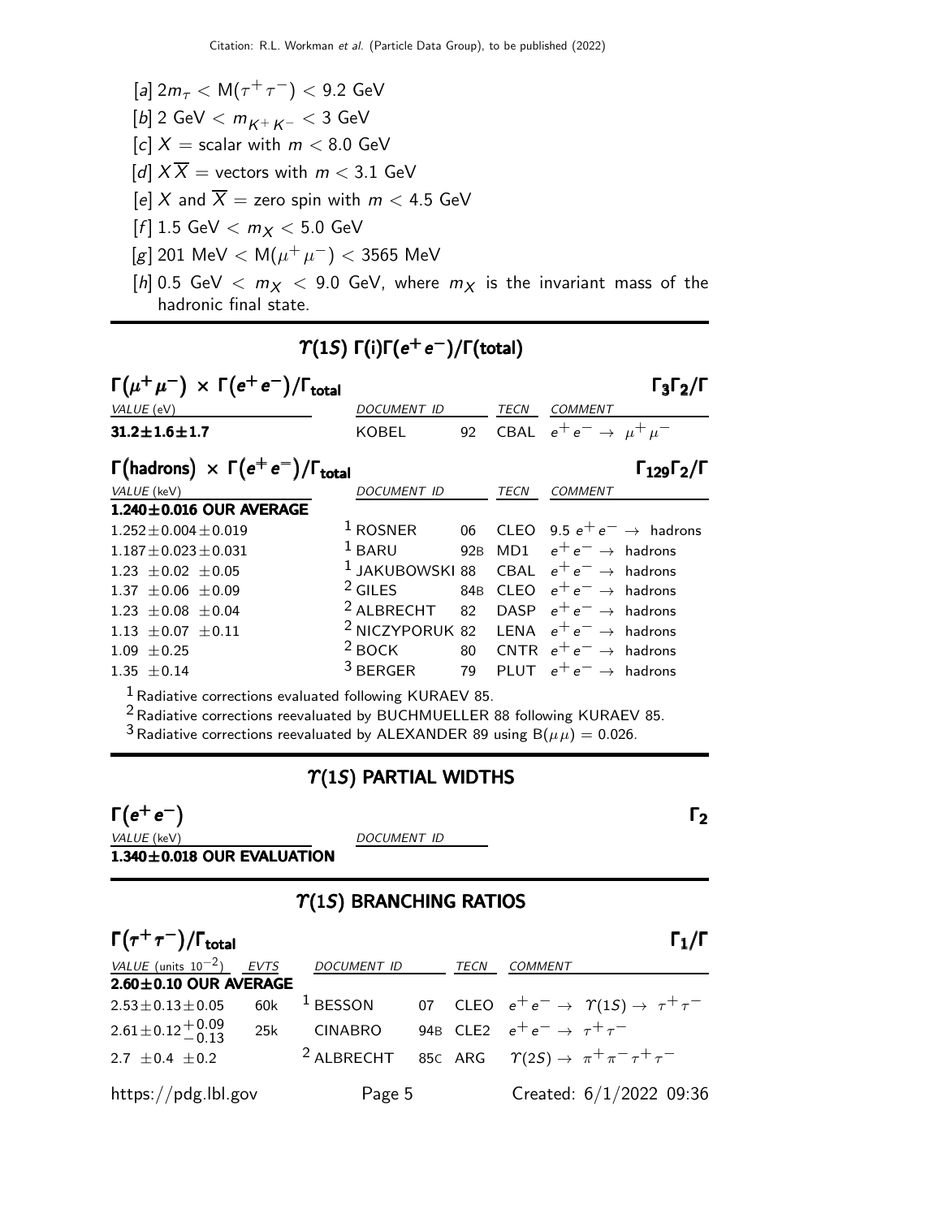[a] $2m_\tau < M(\tau^+\tau^-) < 9.2$ GeV

[b] 2 GeV $< m_{K^+K^-} <$ 3 GeV

[c] $X$ = scalar with $m < 8.0$ GeV

[d] $X\overline{X}$ = vectors with $m < 3.1$ GeV

[e] $X$ and $\overline{X}$ = zero spin with $m < 4.5$ GeV

[f] 1.5 GeV $< m_X <$ 5.0 GeV

[g] 201 MeV $< M(\mu^+\mu^-) <$ 3565 MeV

[h] 0.5 GeV $< m_X <$ 9.0 GeV, where $m_X$ is the invariant mass of the hadronic final state.

## $\Upsilon(1S)$ $\Gamma(i)\Gamma(e^+e^-)/\Gamma(\text{total})$

### $\Gamma(\mu^+\mu^-) \times \Gamma(e^+e^-)/\Gamma_{\text{total}}$ $\qquad \Gamma_3\Gamma_2/\Gamma$

| VALUE (eV) | DOCUMENT ID | | TECN | COMMENT |
|---|---|---|---|---|
| **31.2±1.6±1.7** | KOBEL | 92 | CBAL | $e^+e^- \rightarrow \mu^+\mu^-$ |

### $\Gamma(\text{hadrons}) \times \Gamma(e^+e^-)/\Gamma_{\text{total}}$ $\qquad \Gamma_{129}\Gamma_2/\Gamma$

| VALUE (keV) | DOCUMENT ID | | TECN | COMMENT |
|---|---|---|---|---|
| **1.240±0.016 OUR AVERAGE** | | | | |
| 1.252±0.004±0.019 | [1] ROSNER | 06 | CLEO | 9.5 $e^+e^- \rightarrow$ hadrons |
| 1.187±0.023±0.031 | [1] BARU | 92B | MD1 | $e^+e^- \rightarrow$ hadrons |
| 1.23 ±0.02 ±0.05 | [1] JAKUBOWSKI | 88 | CBAL | $e^+e^- \rightarrow$ hadrons |
| 1.37 ±0.06 ±0.09 | [2] GILES | 84B | CLEO | $e^+e^- \rightarrow$ hadrons |
| 1.23 ±0.08 ±0.04 | [2] ALBRECHT | 82 | DASP | $e^+e^- \rightarrow$ hadrons |
| 1.13 ±0.07 ±0.11 | [2] NICZYPORUK | 82 | LENA | $e^+e^- \rightarrow$ hadrons |
| 1.09 ±0.25 | [2] BOCK | 80 | CNTR | $e^+e^- \rightarrow$ hadrons |
| 1.35 ±0.14 | [3] BERGER | 79 | PLUT | $e^+e^- \rightarrow$ hadrons |

[1] Radiative corrections evaluated following KURAEV 85.

[2] Radiative corrections reevaluated by BUCHMUELLER 88 following KURAEV 85.

[3] Radiative corrections reevaluated by ALEXANDER 89 using $B(\mu\mu) = 0.026$.

## $\Upsilon(1S)$ PARTIAL WIDTHS

### $\Gamma(e^+e^-)$ $\qquad \Gamma_2$

| VALUE (keV) | DOCUMENT ID |
|---|---|
| **1.340±0.018 OUR EVALUATION** | |

## $\Upsilon(1S)$ BRANCHING RATIOS

### $\Gamma(\tau^+\tau^-)/\Gamma_{\text{total}}$ $\qquad \Gamma_1/\Gamma$

| VALUE (units $10^{-2}$) | EVTS | DOCUMENT ID | | TECN | COMMENT |
|---|---|---|---|---|---|
| **2.60±0.10 OUR AVERAGE** | | | | | |
| 2.53±0.13±0.05 | 60k | [1] BESSON | 07 | CLEO | $e^+e^- \rightarrow \Upsilon(1S) \rightarrow \tau^+\tau^-$ |
| $2.61\pm0.12^{+0.09}_{-0.13}$ | 25k | CINABRO | 94B | CLE2 | $e^+e^- \rightarrow \tau^+\tau^-$ |
| 2.7 ±0.4 ±0.2 | | [2] ALBRECHT | 85C | ARG | $\Upsilon(2S) \rightarrow \pi^+\pi^-\tau^+\tau^-$ |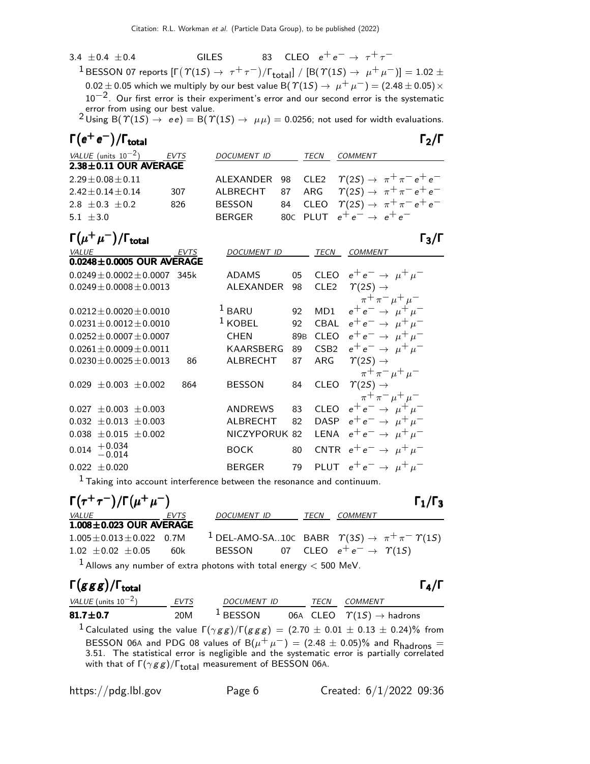| | | | | | |
|---|---|---|---|---|---|
| 3.4 $\pm$0.4 $\pm$0.4 | | GILES | 83 | CLEO | $e^+e^- \to \tau^+\tau^-$ |

[1] BESSON 07 reports $[\Gamma(\Upsilon(1S) \to \tau^+\tau^-)/\Gamma_{total}]$ / $[B(\Upsilon(1S) \to \mu^+\mu^-)] = 1.02 \pm 0.02 \pm 0.05$ which we multiply by our best value $B(\Upsilon(1S) \to \mu^+\mu^-) = (2.48 \pm 0.05) \times 10^{-2}$. Our first error is their experiment's error and our second error is the systematic error from using our best value.

[2] Using $B(\Upsilon(1S) \to ee) = B(\Upsilon(1S) \to \mu\mu) = 0.0256$; not used for width evaluations.

## $\Gamma(e^+e^-)/\Gamma_{total}$ — $\Gamma_2/\Gamma$

| VALUE (units $10^{-2}$) | EVTS | DOCUMENT ID | | TECN | COMMENT |
|---|---|---|---|---|---|
| **2.38$\pm$0.11 OUR AVERAGE** | | | | | |
| 2.29$\pm$0.08$\pm$0.11 | | ALEXANDER | 98 | CLE2 | $\Upsilon(2S) \to \pi^+\pi^-e^+e^-$ |
| 2.42$\pm$0.14$\pm$0.14 | 307 | ALBRECHT | 87 | ARG | $\Upsilon(2S) \to \pi^+\pi^-e^+e^-$ |
| 2.8 $\pm$0.3 $\pm$0.2 | 826 | BESSON | 84 | CLEO | $\Upsilon(2S) \to \pi^+\pi^-e^+e^-$ |
| 5.1 $\pm$3.0 | | BERGER | 80C | PLUT | $e^+e^- \to e^+e^-$ |

## $\Gamma(\mu^+\mu^-)/\Gamma_{total}$ — $\Gamma_3/\Gamma$

| VALUE | EVTS | DOCUMENT ID | | TECN | COMMENT |
|---|---|---|---|---|---|
| **0.0248$\pm$0.0005 OUR AVERAGE** | | | | | |
| 0.0249$\pm$0.0002$\pm$0.0007 | 345k | ADAMS | 05 | CLEO | $e^+e^- \to \mu^+\mu^-$ |
| 0.0249$\pm$0.0008$\pm$0.0013 | | ALEXANDER | 98 | CLE2 | $\Upsilon(2S) \to \pi^+\pi^-\mu^+\mu^-$ |
| 0.0212$\pm$0.0020$\pm$0.0010 | | [1] BARU | 92 | MD1 | $e^+e^- \to \mu^+\mu^-$ |
| 0.0231$\pm$0.0012$\pm$0.0010 | | [1] KOBEL | 92 | CBAL | $e^+e^- \to \mu^+\mu^-$ |
| 0.0252$\pm$0.0007$\pm$0.0007 | | CHEN | 89B | CLEO | $e^+e^- \to \mu^+\mu^-$ |
| 0.0261$\pm$0.0009$\pm$0.0011 | | KAARSBERG | 89 | CSB2 | $e^+e^- \to \mu^+\mu^-$ |
| 0.0230$\pm$0.0025$\pm$0.0013 | 86 | ALBRECHT | 87 | ARG | $\Upsilon(2S) \to \pi^+\pi^-\mu^+\mu^-$ |
| 0.029 $\pm$0.003 $\pm$0.002 | 864 | BESSON | 84 | CLEO | $\Upsilon(2S) \to \pi^+\pi^-\mu^+\mu^-$ |
| 0.027 $\pm$0.003 $\pm$0.003 | | ANDREWS | 83 | CLEO | $e^+e^- \to \mu^+\mu^-$ |
| 0.032 $\pm$0.013 $\pm$0.003 | | ALBRECHT | 82 | DASP | $e^+e^- \to \mu^+\mu^-$ |
| 0.038 $\pm$0.015 $\pm$0.002 | | NICZYPORUK | 82 | LENA | $e^+e^- \to \mu^+\mu^-$ |
| 0.014 $^{+0.034}_{-0.014}$ | | BOCK | 80 | CNTR | $e^+e^- \to \mu^+\mu^-$ |
| 0.022 $\pm$0.020 | | BERGER | 79 | PLUT | $e^+e^- \to \mu^+\mu^-$ |

[1] Taking into account interference between the resonance and continuum.

## $\Gamma(\tau^+\tau^-)/\Gamma(\mu^+\mu^-)$ — $\Gamma_1/\Gamma_3$

| VALUE | EVTS | DOCUMENT ID | | TECN | COMMENT |
|---|---|---|---|---|---|
| **1.008$\pm$0.023 OUR AVERAGE** | | | | | |
| 1.005$\pm$0.013$\pm$0.022 | 0.7M | [1] DEL-AMO-SA... | 10C | BABR | $\Upsilon(3S) \to \pi^+\pi^-\Upsilon(1S)$ |
| 1.02 $\pm$0.02 $\pm$0.05 | 60k | BESSON | 07 | CLEO | $e^+e^- \to \Upsilon(1S)$ |

[1] Allows any number of extra photons with total energy < 500 MeV.

## $\Gamma(ggg)/\Gamma_{total}$ — $\Gamma_4/\Gamma$

| VALUE (units $10^{-2}$) | EVTS | DOCUMENT ID | | TECN | COMMENT |
|---|---|---|---|---|---|
| **81.7$\pm$0.7** | 20M | [1] BESSON | 06A | CLEO | $\Upsilon(1S) \to$ hadrons |

[1] Calculated using the value $\Gamma(\gamma gg)/\Gamma(ggg) = (2.70 \pm 0.01 \pm 0.13 \pm 0.24)\%$ from BESSON 06A and PDG 08 values of $B(\mu^+\mu^-) = (2.48 \pm 0.05)\%$ and $R_{hadrons} = 3.51$. The statistical error is negligible and the systematic error is partially correlated with that of $\Gamma(\gamma gg)/\Gamma_{total}$ measurement of BESSON 06A.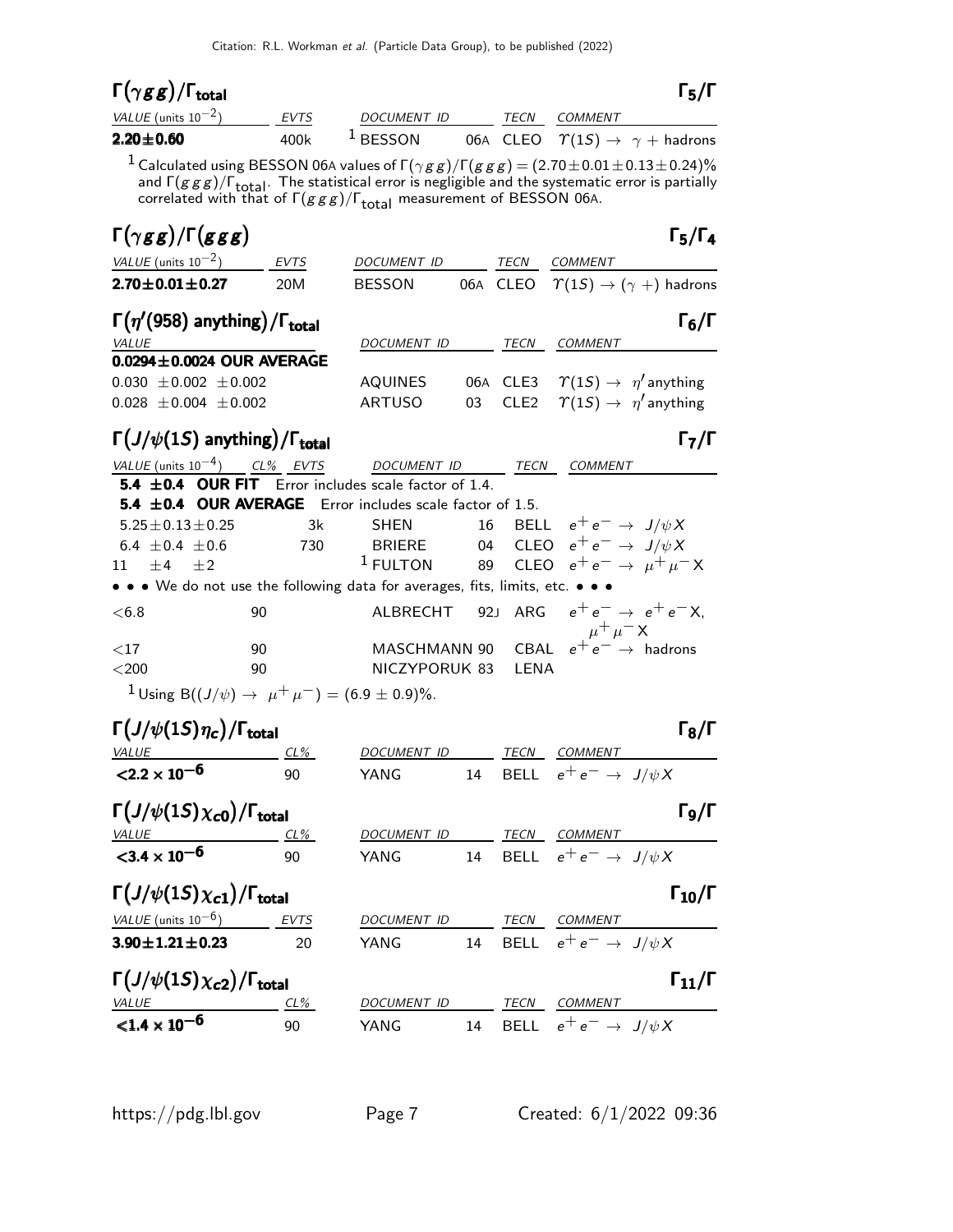## $\Gamma(\gamma g g)/\Gamma_{\text{total}}$ $\Gamma_5/\Gamma$

| VALUE (units $10^{-2}$) | EVTS | DOCUMENT ID | | TECN | COMMENT |
|---|---|---|---|---|---|
| **2.20±0.60** | 400k | [1] BESSON | 06A | CLEO | $\Upsilon(1S) \to \gamma +$ hadrons |

[1] Calculated using BESSON 06A values of $\Gamma(\gamma g g)/\Gamma(g g g) = (2.70 \pm 0.01 \pm 0.13 \pm 0.24)\%$ and $\Gamma(g g g)/\Gamma_{\text{total}}$. The statistical error is negligible and the systematic error is partially correlated with that of $\Gamma(g g g)/\Gamma_{\text{total}}$ measurement of BESSON 06A.

## $\Gamma(\gamma g g)/\Gamma(g g g)$ $\Gamma_5/\Gamma_4$

| VALUE (units $10^{-2}$) | EVTS | DOCUMENT ID | | TECN | COMMENT |
|---|---|---|---|---|---|
| **2.70±0.01±0.27** | 20M | BESSON | 06A | CLEO | $\Upsilon(1S) \to (\gamma +)$ hadrons |

## $\Gamma(\eta'(958)\text{ anything})/\Gamma_{\text{total}}$ $\Gamma_6/\Gamma$

| VALUE | DOCUMENT ID | | TECN | COMMENT |
|---|---|---|---|---|
| **0.0294±0.0024 OUR AVERAGE** | | | | |
| 0.030 ±0.002 ±0.002 | AQUINES | 06A | CLE3 | $\Upsilon(1S) \to \eta'$ anything |
| 0.028 ±0.004 ±0.002 | ARTUSO | 03 | CLE2 | $\Upsilon(1S) \to \eta'$ anything |

## $\Gamma(J/\psi(1S)\text{ anything})/\Gamma_{\text{total}}$ $\Gamma_7/\Gamma$

| VALUE (units $10^{-4}$) | CL% | EVTS | DOCUMENT ID | | TECN | COMMENT |
|---|---|---|---|---|---|---|
| **5.4 ±0.4 OUR FIT** Error includes scale factor of 1.4. | | | | | | |
| **5.4 ±0.4 OUR AVERAGE** Error includes scale factor of 1.5. | | | | | | |
| 5.25±0.13±0.25 | | 3k | SHEN | 16 | BELL | $e^+e^- \to J/\psi X$ |
| 6.4 ±0.4 ±0.6 | | 730 | BRIERE | 04 | CLEO | $e^+e^- \to J/\psi X$ |
| 11 ±4 ±2 | | | [1] FULTON | 89 | CLEO | $e^+e^- \to \mu^+\mu^- X$ |
| • • • We do not use the following data for averages, fits, limits, etc. • • • | | | | | | |
| <6.8 | 90 | | ALBRECHT | 92J | ARG | $e^+e^- \to e^+e^- X$, $\mu^+\mu^- X$ |
| <17 | 90 | | MASCHMANN | 90 | CBAL | $e^+e^- \to$ hadrons |
| <200 | 90 | | NICZYPORUK | 83 | LENA | |

[1] Using $B((J/\psi) \to \mu^+\mu^-) = (6.9 \pm 0.9)\%$.

## $\Gamma(J/\psi(1S)\eta_c)/\Gamma_{\text{total}}$ $\Gamma_8/\Gamma$

| VALUE | CL% | DOCUMENT ID | | TECN | COMMENT |
|---|---|---|---|---|---|
| **$<2.2 \times 10^{-6}$** | 90 | YANG | 14 | BELL | $e^+e^- \to J/\psi X$ |

## $\Gamma(J/\psi(1S)\chi_{c0})/\Gamma_{\text{total}}$ $\Gamma_9/\Gamma$

| VALUE | CL% | DOCUMENT ID | | TECN | COMMENT |
|---|---|---|---|---|---|
| **$<3.4 \times 10^{-6}$** | 90 | YANG | 14 | BELL | $e^+e^- \to J/\psi X$ |

## $\Gamma(J/\psi(1S)\chi_{c1})/\Gamma_{\text{total}}$ $\Gamma_{10}/\Gamma$

| VALUE (units $10^{-6}$) | EVTS | DOCUMENT ID | | TECN | COMMENT |
|---|---|---|---|---|---|
| **3.90±1.21±0.23** | 20 | YANG | 14 | BELL | $e^+e^- \to J/\psi X$ |

## $\Gamma(J/\psi(1S)\chi_{c2})/\Gamma_{\text{total}}$ $\Gamma_{11}/\Gamma$

| VALUE | CL% | DOCUMENT ID | | TECN | COMMENT |
|---|---|---|---|---|---|
| **$<1.4 \times 10^{-6}$** | 90 | YANG | 14 | BELL | $e^+e^- \to J/\psi X$ |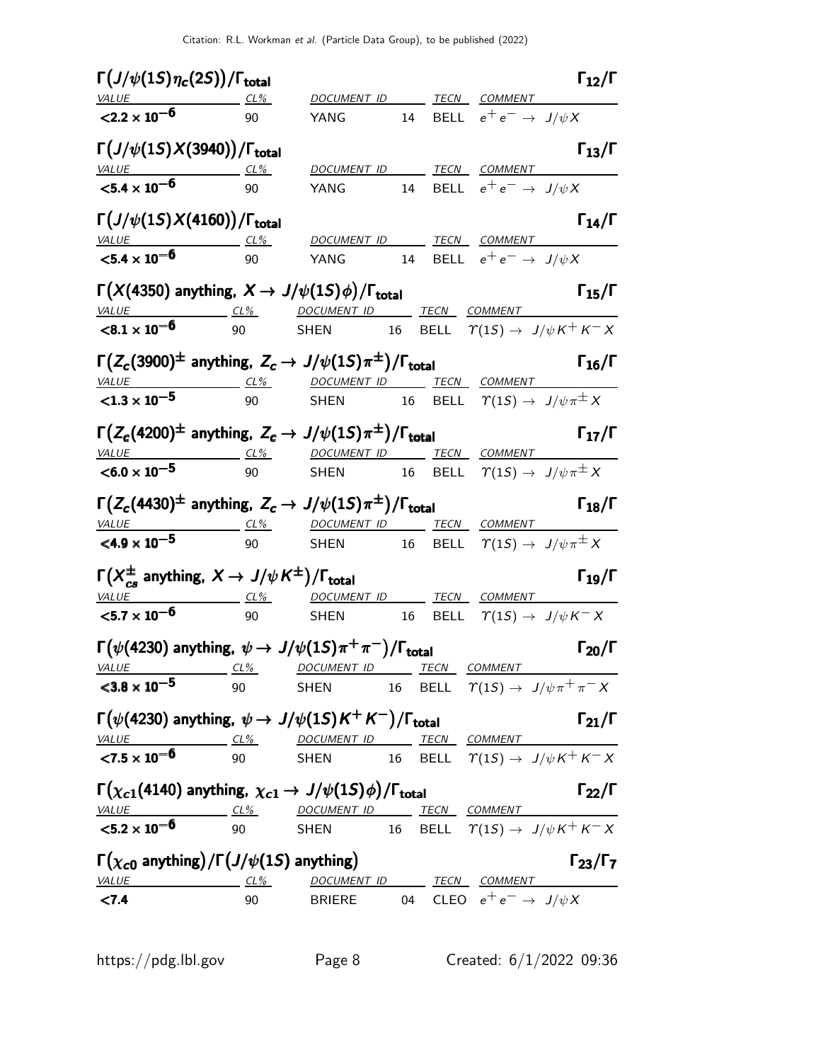### $\Gamma(J/\psi(1S)\eta_c(2S))/\Gamma_{total}$ — $\Gamma_{12}/\Gamma$

| VALUE | CL% | DOCUMENT ID | | TECN | COMMENT |
|---|---|---|---|---|---|
| $<2.2 \times 10^{-6}$ | 90 | YANG | 14 | BELL | $e^+e^- \to J/\psi X$ |

### $\Gamma(J/\psi(1S)X(3940))/\Gamma_{total}$ — $\Gamma_{13}/\Gamma$

| VALUE | CL% | DOCUMENT ID | | TECN | COMMENT |
|---|---|---|---|---|---|
| $<5.4 \times 10^{-6}$ | 90 | YANG | 14 | BELL | $e^+e^- \to J/\psi X$ |

### $\Gamma(J/\psi(1S)X(4160))/\Gamma_{total}$ — $\Gamma_{14}/\Gamma$

| VALUE | CL% | DOCUMENT ID | | TECN | COMMENT |
|---|---|---|---|---|---|
| $<5.4 \times 10^{-6}$ | 90 | YANG | 14 | BELL | $e^+e^- \to J/\psi X$ |

### $\Gamma(X(4350)$ anything, $X \to J/\psi(1S)\phi)/\Gamma_{total}$ — $\Gamma_{15}/\Gamma$

| VALUE | CL% | DOCUMENT ID | | TECN | COMMENT |
|---|---|---|---|---|---|
| $<8.1 \times 10^{-6}$ | 90 | SHEN | 16 | BELL | $\Upsilon(1S) \to J/\psi K^+K^- X$ |

### $\Gamma(Z_c(3900)^\pm$ anything, $Z_c \to J/\psi(1S)\pi^\pm)/\Gamma_{total}$ — $\Gamma_{16}/\Gamma$

| VALUE | CL% | DOCUMENT ID | | TECN | COMMENT |
|---|---|---|---|---|---|
| $<1.3 \times 10^{-5}$ | 90 | SHEN | 16 | BELL | $\Upsilon(1S) \to J/\psi\pi^\pm X$ |

### $\Gamma(Z_c(4200)^\pm$ anything, $Z_c \to J/\psi(1S)\pi^\pm)/\Gamma_{total}$ — $\Gamma_{17}/\Gamma$

| VALUE | CL% | DOCUMENT ID | | TECN | COMMENT |
|---|---|---|---|---|---|
| $<6.0 \times 10^{-5}$ | 90 | SHEN | 16 | BELL | $\Upsilon(1S) \to J/\psi\pi^\pm X$ |

### $\Gamma(Z_c(4430)^\pm$ anything, $Z_c \to J/\psi(1S)\pi^\pm)/\Gamma_{total}$ — $\Gamma_{18}/\Gamma$

| VALUE | CL% | DOCUMENT ID | | TECN | COMMENT |
|---|---|---|---|---|---|
| $<4.9 \times 10^{-5}$ | 90 | SHEN | 16 | BELL | $\Upsilon(1S) \to J/\psi\pi^\pm X$ |

### $\Gamma(X_{cs}^\pm$ anything, $X \to J/\psi K^\pm)/\Gamma_{total}$ — $\Gamma_{19}/\Gamma$

| VALUE | CL% | DOCUMENT ID | | TECN | COMMENT |
|---|---|---|---|---|---|
| $<5.7 \times 10^{-6}$ | 90 | SHEN | 16 | BELL | $\Upsilon(1S) \to J/\psi K^- X$ |

### $\Gamma(\psi(4230)$ anything, $\psi \to J/\psi(1S)\pi^+\pi^-)/\Gamma_{total}$ — $\Gamma_{20}/\Gamma$

| VALUE | CL% | DOCUMENT ID | | TECN | COMMENT |
|---|---|---|---|---|---|
| $<3.8 \times 10^{-5}$ | 90 | SHEN | 16 | BELL | $\Upsilon(1S) \to J/\psi\pi^+\pi^- X$ |

### $\Gamma(\psi(4230)$ anything, $\psi \to J/\psi(1S)K^+K^-)/\Gamma_{total}$ — $\Gamma_{21}/\Gamma$

| VALUE | CL% | DOCUMENT ID | | TECN | COMMENT |
|---|---|---|---|---|---|
| $<7.5 \times 10^{-6}$ | 90 | SHEN | 16 | BELL | $\Upsilon(1S) \to J/\psi K^+K^- X$ |

### $\Gamma(\chi_{c1}(4140)$ anything, $\chi_{c1} \to J/\psi(1S)\phi)/\Gamma_{total}$ — $\Gamma_{22}/\Gamma$

| VALUE | CL% | DOCUMENT ID | | TECN | COMMENT |
|---|---|---|---|---|---|
| $<5.2 \times 10^{-6}$ | 90 | SHEN | 16 | BELL | $\Upsilon(1S) \to J/\psi K^+K^- X$ |

### $\Gamma(\chi_{c0}$ anything$)/\Gamma(J/\psi(1S)$ anything$)$ — $\Gamma_{23}/\Gamma_7$

| VALUE | CL% | DOCUMENT ID | | TECN | COMMENT |
|---|---|---|---|---|---|
| $<7.4$ | 90 | BRIERE | 04 | CLEO | $e^+e^- \to J/\psi X$ |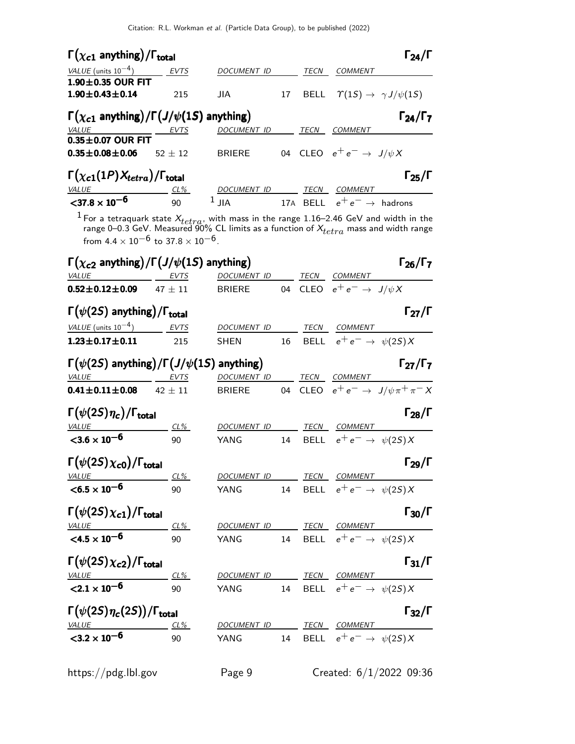### $\Gamma(\chi_{c1}\text{ anything})/\Gamma_{\text{total}}$ $\qquad \Gamma_{24}/\Gamma$

| VALUE (units $10^{-4}$) | EVTS | DOCUMENT ID | | TECN | COMMENT |
|---|---|---|---|---|---|
| **1.90±0.35 OUR FIT** | | | | | |
| **1.90±0.43±0.14** | 215 | JIA | 17 | BELL | $\Upsilon(1S) \to \gamma J/\psi(1S)$ |

### $\Gamma(\chi_{c1}\text{ anything})/\Gamma(J/\psi(1S)\text{ anything})$ $\qquad \Gamma_{24}/\Gamma_7$

| VALUE | EVTS | DOCUMENT ID | | TECN | COMMENT |
|---|---|---|---|---|---|
| **0.35±0.07 OUR FIT** | | | | | |
| **0.35±0.08±0.06** | 52 ± 12 | BRIERE | 04 | CLEO | $e^+e^- \to J/\psi X$ |

### $\Gamma(\chi_{c1}(1P)X_{tetra})/\Gamma_{\text{total}}$ $\qquad \Gamma_{25}/\Gamma$

| VALUE | CL% | DOCUMENT ID | | TECN | COMMENT |
|---|---|---|---|---|---|
| **$<37.8\times10^{-6}$** | 90 | [1] JIA | 17A | BELL | $e^+e^- \to$ hadrons |

[1] For a tetraquark state $X_{tetra}$, with mass in the range 1.16–2.46 GeV and width in the range 0–0.3 GeV. Measured 90% CL limits as a function of $X_{tetra}$ mass and width range from $4.4\times10^{-6}$ to $37.8\times10^{-6}$.

### $\Gamma(\chi_{c2}\text{ anything})/\Gamma(J/\psi(1S)\text{ anything})$ $\qquad \Gamma_{26}/\Gamma_7$

| VALUE | EVTS | DOCUMENT ID | | TECN | COMMENT |
|---|---|---|---|---|---|
| **0.52±0.12±0.09** | 47 ± 11 | BRIERE | 04 | CLEO | $e^+e^- \to J/\psi X$ |

### $\Gamma(\psi(2S)\text{ anything})/\Gamma_{\text{total}}$ $\qquad \Gamma_{27}/\Gamma$

| VALUE (units $10^{-4}$) | EVTS | DOCUMENT ID | | TECN | COMMENT |
|---|---|---|---|---|---|
| **1.23±0.17±0.11** | 215 | SHEN | 16 | BELL | $e^+e^- \to \psi(2S)X$ |

### $\Gamma(\psi(2S)\text{ anything})/\Gamma(J/\psi(1S)\text{ anything})$ $\qquad \Gamma_{27}/\Gamma_7$

| VALUE | EVTS | DOCUMENT ID | | TECN | COMMENT |
|---|---|---|---|---|---|
| **0.41±0.11±0.08** | 42 ± 11 | BRIERE | 04 | CLEO | $e^+e^- \to J/\psi\pi^+\pi^- X$ |

### $\Gamma(\psi(2S)\eta_c)/\Gamma_{\text{total}}$ $\qquad \Gamma_{28}/\Gamma$

| VALUE | CL% | DOCUMENT ID | | TECN | COMMENT |
|---|---|---|---|---|---|
| **$<3.6\times10^{-6}$** | 90 | YANG | 14 | BELL | $e^+e^- \to \psi(2S)X$ |

### $\Gamma(\psi(2S)\chi_{c0})/\Gamma_{\text{total}}$ $\qquad \Gamma_{29}/\Gamma$

| VALUE | CL% | DOCUMENT ID | | TECN | COMMENT |
|---|---|---|---|---|---|
| **$<6.5\times10^{-6}$** | 90 | YANG | 14 | BELL | $e^+e^- \to \psi(2S)X$ |

### $\Gamma(\psi(2S)\chi_{c1})/\Gamma_{\text{total}}$ $\qquad \Gamma_{30}/\Gamma$

| VALUE | CL% | DOCUMENT ID | | TECN | COMMENT |
|---|---|---|---|---|---|
| **$<4.5\times10^{-6}$** | 90 | YANG | 14 | BELL | $e^+e^- \to \psi(2S)X$ |

### $\Gamma(\psi(2S)\chi_{c2})/\Gamma_{\text{total}}$ $\qquad \Gamma_{31}/\Gamma$

| VALUE | CL% | DOCUMENT ID | | TECN | COMMENT |
|---|---|---|---|---|---|
| **$<2.1\times10^{-6}$** | 90 | YANG | 14 | BELL | $e^+e^- \to \psi(2S)X$ |

### $\Gamma(\psi(2S)\eta_c(2S))/\Gamma_{\text{total}}$ $\qquad \Gamma_{32}/\Gamma$

| VALUE | CL% | DOCUMENT ID | | TECN | COMMENT |
|---|---|---|---|---|---|
| **$<3.2\times10^{-6}$** | 90 | YANG | 14 | BELL | $e^+e^- \to \psi(2S)X$ |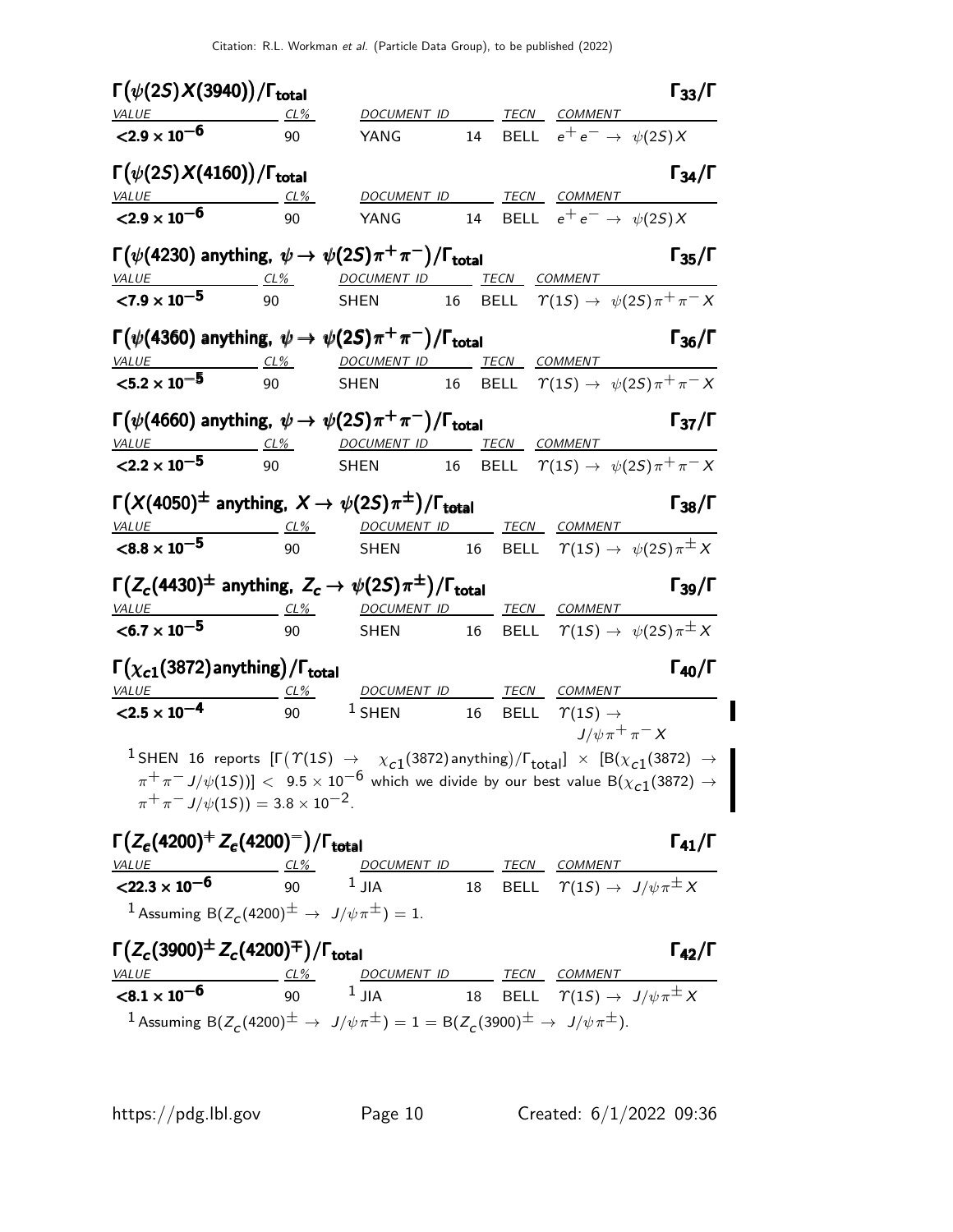### $\Gamma(\psi(2S)X(3940))/\Gamma_{\text{total}}$ — $\Gamma_{33}/\Gamma$

| VALUE | CL% | DOCUMENT ID | | TECN | COMMENT |
|---|---|---|---|---|---|
| $<2.9 \times 10^{-6}$ | 90 | YANG | 14 | BELL | $e^+e^- \rightarrow \psi(2S)X$ |

### $\Gamma(\psi(2S)X(4160))/\Gamma_{\text{total}}$ — $\Gamma_{34}/\Gamma$

| VALUE | CL% | DOCUMENT ID | | TECN | COMMENT |
|---|---|---|---|---|---|
| $<2.9 \times 10^{-6}$ | 90 | YANG | 14 | BELL | $e^+e^- \rightarrow \psi(2S)X$ |

### $\Gamma(\psi(4230)$ anything, $\psi \rightarrow \psi(2S)\pi^+\pi^-)/\Gamma_{\text{total}}$ — $\Gamma_{35}/\Gamma$

| VALUE | CL% | DOCUMENT ID | | TECN | COMMENT |
|---|---|---|---|---|---|
| $<7.9 \times 10^{-5}$ | 90 | SHEN | 16 | BELL | $\Upsilon(1S) \rightarrow \psi(2S)\pi^+\pi^- X$ |

### $\Gamma(\psi(4360)$ anything, $\psi \rightarrow \psi(2S)\pi^+\pi^-)/\Gamma_{\text{total}}$ — $\Gamma_{36}/\Gamma$

| VALUE | CL% | DOCUMENT ID | | TECN | COMMENT |
|---|---|---|---|---|---|
| $<5.2 \times 10^{-5}$ | 90 | SHEN | 16 | BELL | $\Upsilon(1S) \rightarrow \psi(2S)\pi^+\pi^- X$ |

### $\Gamma(\psi(4660)$ anything, $\psi \rightarrow \psi(2S)\pi^+\pi^-)/\Gamma_{\text{total}}$ — $\Gamma_{37}/\Gamma$

| VALUE | CL% | DOCUMENT ID | | TECN | COMMENT |
|---|---|---|---|---|---|
| $<2.2 \times 10^{-5}$ | 90 | SHEN | 16 | BELL | $\Upsilon(1S) \rightarrow \psi(2S)\pi^+\pi^- X$ |

### $\Gamma(X(4050)^{\pm}$ anything, $X \rightarrow \psi(2S)\pi^{\pm})/\Gamma_{\text{total}}$ — $\Gamma_{38}/\Gamma$

| VALUE | CL% | DOCUMENT ID | | TECN | COMMENT |
|---|---|---|---|---|---|
| $<8.8 \times 10^{-5}$ | 90 | SHEN | 16 | BELL | $\Upsilon(1S) \rightarrow \psi(2S)\pi^{\pm} X$ |

### $\Gamma(Z_c(4430)^{\pm}$ anything, $Z_c \rightarrow \psi(2S)\pi^{\pm})/\Gamma_{\text{total}}$ — $\Gamma_{39}/\Gamma$

| VALUE | CL% | DOCUMENT ID | | TECN | COMMENT |
|---|---|---|---|---|---|
| $<6.7 \times 10^{-5}$ | 90 | SHEN | 16 | BELL | $\Upsilon(1S) \rightarrow \psi(2S)\pi^{\pm} X$ |

### $\Gamma(\chi_{c1}(3872)$anything$)/\Gamma_{\text{total}}$ — $\Gamma_{40}/\Gamma$

| VALUE | CL% | DOCUMENT ID | | TECN | COMMENT |
|---|---|---|---|---|---|
| $<2.5 \times 10^{-4}$ | 90 | [1] SHEN | 16 | BELL | $\Upsilon(1S) \rightarrow J/\psi\pi^+\pi^- X$ |

[1] SHEN 16 reports $[\Gamma(\Upsilon(1S) \rightarrow \chi_{c1}(3872)\,\text{anything})/\Gamma_{\text{total}}] \times [B(\chi_{c1}(3872) \rightarrow \pi^+\pi^- J/\psi(1S))] < 9.5 \times 10^{-6}$ which we divide by our best value $B(\chi_{c1}(3872) \rightarrow \pi^+\pi^- J/\psi(1S)) = 3.8 \times 10^{-2}$.

### $\Gamma(Z_c(4200)^+ Z_c(4200)^-)/\Gamma_{\text{total}}$ — $\Gamma_{41}/\Gamma$

| VALUE | CL% | DOCUMENT ID | | TECN | COMMENT |
|---|---|---|---|---|---|
| $<22.3 \times 10^{-6}$ | 90 | [1] JIA | 18 | BELL | $\Upsilon(1S) \rightarrow J/\psi\pi^{\pm} X$ |

[1] Assuming $B(Z_c(4200)^{\pm} \rightarrow J/\psi\pi^{\pm}) = 1$.

### $\Gamma(Z_c(3900)^{\pm} Z_c(4200)^{\mp})/\Gamma_{\text{total}}$ — $\Gamma_{42}/\Gamma$

| VALUE | CL% | DOCUMENT ID | | TECN | COMMENT |
|---|---|---|---|---|---|
| $<8.1 \times 10^{-6}$ | 90 | [1] JIA | 18 | BELL | $\Upsilon(1S) \rightarrow J/\psi\pi^{\pm} X$ |

[1] Assuming $B(Z_c(4200)^{\pm} \rightarrow J/\psi\pi^{\pm}) = 1 = B(Z_c(3900)^{\pm} \rightarrow J/\psi\pi^{\pm})$.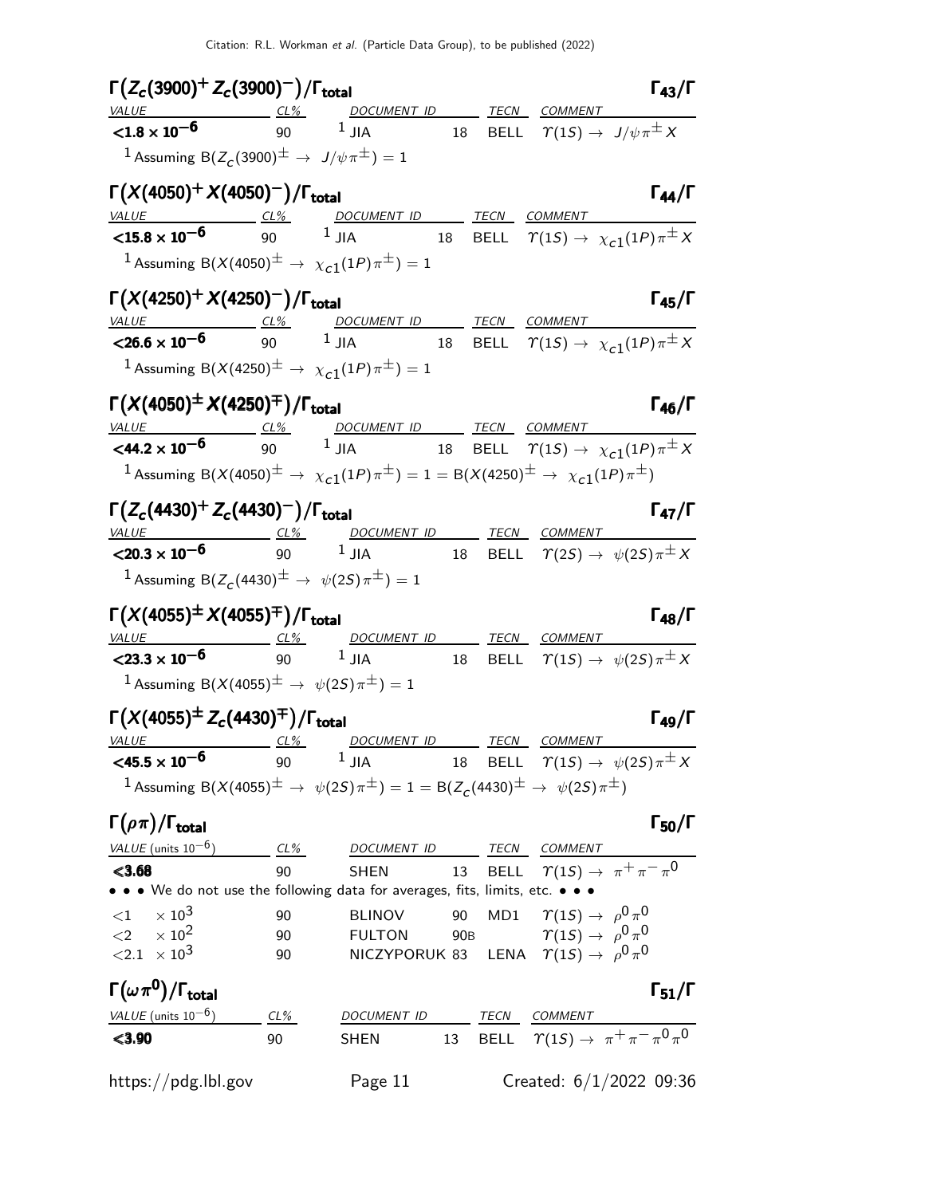Citation: R.L. Workman et al. (Particle Data Group), to be published (2022)

## $\Gamma(Z_c(3900)^+ Z_c(3900)^-)/\Gamma_{\rm total}$ — $\Gamma_{43}/\Gamma$

| VALUE | CL% | DOCUMENT ID | | TECN | COMMENT |
|---|---|---|---|---|---|
| $<1.8 \times 10^{-6}$ | 90 | [1] JIA | 18 | BELL | $\Upsilon(1S) \to J/\psi \pi^\pm X$ |

[1] Assuming $B(Z_c(3900)^\pm \to J/\psi \pi^\pm) = 1$

## $\Gamma(X(4050)^+ X(4050)^-)/\Gamma_{\rm total}$ — $\Gamma_{44}/\Gamma$

| VALUE | CL% | DOCUMENT ID | | TECN | COMMENT |
|---|---|---|---|---|---|
| $<15.8 \times 10^{-6}$ | 90 | [1] JIA | 18 | BELL | $\Upsilon(1S) \to \chi_{c1}(1P) \pi^\pm X$ |

[1] Assuming $B(X(4050)^\pm \to \chi_{c1}(1P) \pi^\pm) = 1$

## $\Gamma(X(4250)^+ X(4250)^-)/\Gamma_{\rm total}$ — $\Gamma_{45}/\Gamma$

| VALUE | CL% | DOCUMENT ID | | TECN | COMMENT |
|---|---|---|---|---|---|
| $<26.6 \times 10^{-6}$ | 90 | [1] JIA | 18 | BELL | $\Upsilon(1S) \to \chi_{c1}(1P) \pi^\pm X$ |

[1] Assuming $B(X(4250)^\pm \to \chi_{c1}(1P) \pi^\pm) = 1$

## $\Gamma(X(4050)^\pm X(4250)^\mp)/\Gamma_{\rm total}$ — $\Gamma_{46}/\Gamma$

| VALUE | CL% | DOCUMENT ID | | TECN | COMMENT |
|---|---|---|---|---|---|
| $<44.2 \times 10^{-6}$ | 90 | [1] JIA | 18 | BELL | $\Upsilon(1S) \to \chi_{c1}(1P) \pi^\pm X$ |

[1] Assuming $B(X(4050)^\pm \to \chi_{c1}(1P) \pi^\pm) = 1 = B(X(4250)^\pm \to \chi_{c1}(1P) \pi^\pm)$

## $\Gamma(Z_c(4430)^+ Z_c(4430)^-)/\Gamma_{\rm total}$ — $\Gamma_{47}/\Gamma$

| VALUE | CL% | DOCUMENT ID | | TECN | COMMENT |
|---|---|---|---|---|---|
| $<20.3 \times 10^{-6}$ | 90 | [1] JIA | 18 | BELL | $\Upsilon(2S) \to \psi(2S) \pi^\pm X$ |

[1] Assuming $B(Z_c(4430)^\pm \to \psi(2S) \pi^\pm) = 1$

## $\Gamma(X(4055)^\pm X(4055)^\mp)/\Gamma_{\rm total}$ — $\Gamma_{48}/\Gamma$

| VALUE | CL% | DOCUMENT ID | | TECN | COMMENT |
|---|---|---|---|---|---|
| $<23.3 \times 10^{-6}$ | 90 | [1] JIA | 18 | BELL | $\Upsilon(1S) \to \psi(2S) \pi^\pm X$ |

[1] Assuming $B(X(4055)^\pm \to \psi(2S) \pi^\pm) = 1$

## $\Gamma(X(4055)^\pm Z_c(4430)^\mp)/\Gamma_{\rm total}$ — $\Gamma_{49}/\Gamma$

| VALUE | CL% | DOCUMENT ID | | TECN | COMMENT |
|---|---|---|---|---|---|
| $<45.5 \times 10^{-6}$ | 90 | [1] JIA | 18 | BELL | $\Upsilon(1S) \to \psi(2S) \pi^\pm X$ |

[1] Assuming $B(X(4055)^\pm \to \psi(2S) \pi^\pm) = 1 = B(Z_c(4430)^\pm \to \psi(2S) \pi^\pm)$

## $\Gamma(\rho\pi)/\Gamma_{\rm total}$ — $\Gamma_{50}/\Gamma$

| VALUE (units $10^{-6}$) | CL% | DOCUMENT ID | | TECN | COMMENT |
|---|---|---|---|---|---|
| $<3.68$ | 90 | SHEN | 13 | BELL | $\Upsilon(1S) \to \pi^+ \pi^- \pi^0$ |
| • • • We do not use the following data for averages, fits, limits, etc. • • • | | | | | |
| $<1 \times 10^3$ | 90 | BLINOV | 90 | MD1 | $\Upsilon(1S) \to \rho^0 \pi^0$ |
| $<2 \times 10^2$ | 90 | FULTON | 90B | | $\Upsilon(1S) \to \rho^0 \pi^0$ |
| $<2.1 \times 10^3$ | 90 | NICZYPORUK | 83 | LENA | $\Upsilon(1S) \to \rho^0 \pi^0$ |

## $\Gamma(\omega\pi^0)/\Gamma_{\rm total}$ — $\Gamma_{51}/\Gamma$

| VALUE (units $10^{-6}$) | CL% | DOCUMENT ID | | TECN | COMMENT |
|---|---|---|---|---|---|
| $<3.90$ | 90 | SHEN | 13 | BELL | $\Upsilon(1S) \to \pi^+ \pi^- \pi^0 \pi^0$ |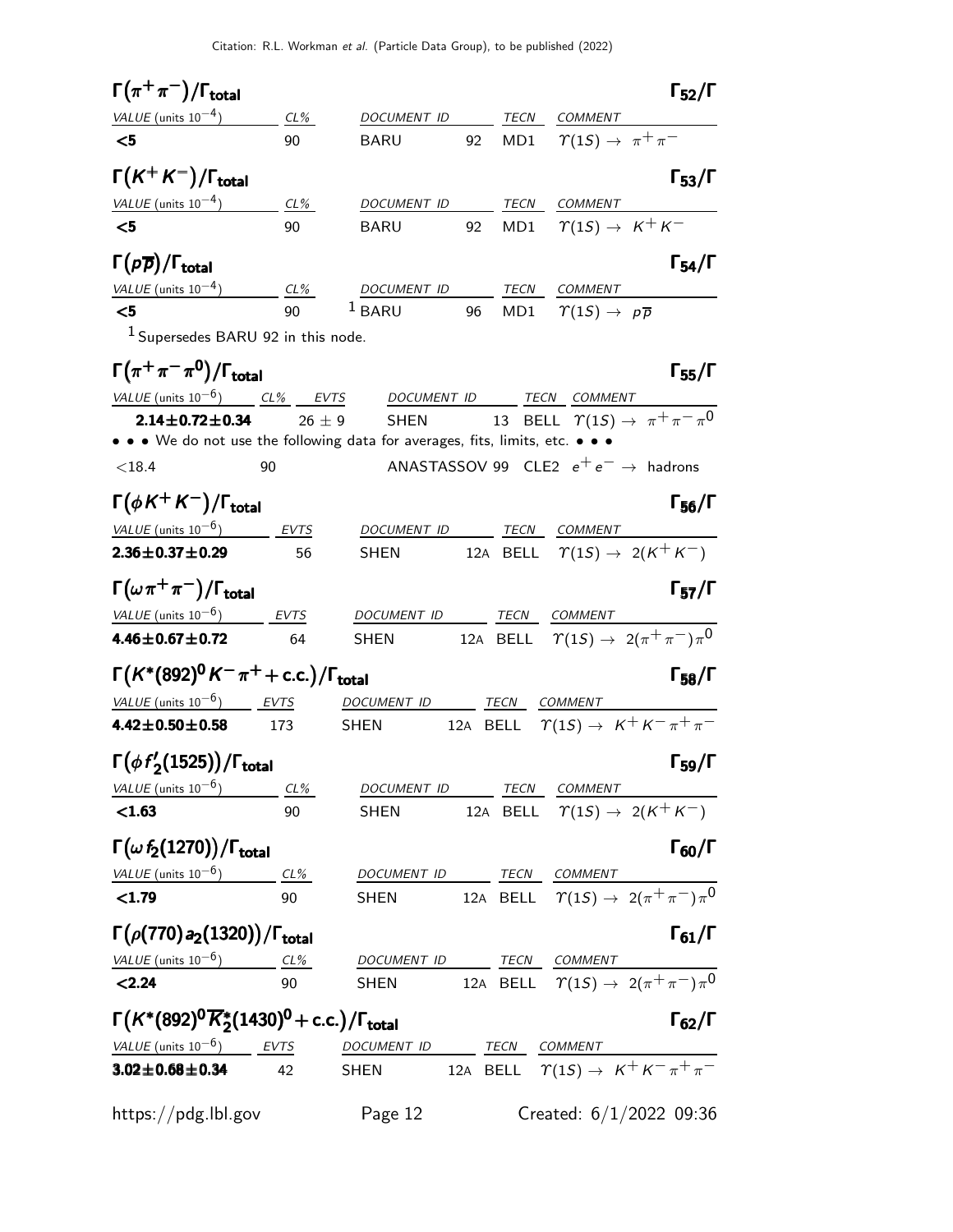### $\Gamma(\pi^+\pi^-)/\Gamma_{\text{total}}$ $\Gamma_{52}/\Gamma$

| VALUE (units $10^{-4}$) | CL% | DOCUMENT ID | | TECN | COMMENT |
|---|---|---|---|---|---|
| **<5** | 90 | BARU | 92 | MD1 | $\Upsilon(1S) \to \pi^+\pi^-$ |

### $\Gamma(K^+K^-)/\Gamma_{\text{total}}$ $\Gamma_{53}/\Gamma$

| VALUE (units $10^{-4}$) | CL% | DOCUMENT ID | | TECN | COMMENT |
|---|---|---|---|---|---|
| **<5** | 90 | BARU | 92 | MD1 | $\Upsilon(1S) \to K^+K^-$ |

### $\Gamma(p\overline{p})/\Gamma_{\text{total}}$ $\Gamma_{54}/\Gamma$

| VALUE (units $10^{-4}$) | CL% | DOCUMENT ID | | TECN | COMMENT |
|---|---|---|---|---|---|
| **<5** | 90 | [1] BARU | 96 | MD1 | $\Upsilon(1S) \to p\overline{p}$ |

[1] Supersedes BARU 92 in this node.

### $\Gamma(\pi^+\pi^-\pi^0)/\Gamma_{\text{total}}$ $\Gamma_{55}/\Gamma$

| VALUE (units $10^{-6}$) | CL% | EVTS | DOCUMENT ID | | TECN | COMMENT |
|---|---|---|---|---|---|---|
| **2.14±0.72±0.34** | | 26 ± 9 | SHEN | 13 | BELL | $\Upsilon(1S) \to \pi^+\pi^-\pi^0$ |
| • • • We do not use the following data for averages, fits, limits, etc. • • • | | | | | | |
| <18.4 | 90 | | ANASTASSOV | 99 | CLE2 | $e^+e^- \to$ hadrons |

### $\Gamma(\phi K^+K^-)/\Gamma_{\text{total}}$ $\Gamma_{56}/\Gamma$

| VALUE (units $10^{-6}$) | EVTS | DOCUMENT ID | | TECN | COMMENT |
|---|---|---|---|---|---|
| **2.36±0.37±0.29** | 56 | SHEN | 12A | BELL | $\Upsilon(1S) \to 2(K^+K^-)$ |

### $\Gamma(\omega\pi^+\pi^-)/\Gamma_{\text{total}}$ $\Gamma_{57}/\Gamma$

| VALUE (units $10^{-6}$) | EVTS | DOCUMENT ID | | TECN | COMMENT |
|---|---|---|---|---|---|
| **4.46±0.67±0.72** | 64 | SHEN | 12A | BELL | $\Upsilon(1S) \to 2(\pi^+\pi^-)\pi^0$ |

### $\Gamma(K^*(892)^0 K^-\pi^+ + \text{c.c.})/\Gamma_{\text{total}}$ $\Gamma_{58}/\Gamma$

| VALUE (units $10^{-6}$) | EVTS | DOCUMENT ID | | TECN | COMMENT |
|---|---|---|---|---|---|
| **4.42±0.50±0.58** | 173 | SHEN | 12A | BELL | $\Upsilon(1S) \to K^+K^-\pi^+\pi^-$ |

### $\Gamma(\phi f_2'(1525))/\Gamma_{\text{total}}$ $\Gamma_{59}/\Gamma$

| VALUE (units $10^{-6}$) | CL% | DOCUMENT ID | | TECN | COMMENT |
|---|---|---|---|---|---|
| **<1.63** | 90 | SHEN | 12A | BELL | $\Upsilon(1S) \to 2(K^+K^-)$ |

### $\Gamma(\omega f_2(1270))/\Gamma_{\text{total}}$ $\Gamma_{60}/\Gamma$

| VALUE (units $10^{-6}$) | CL% | DOCUMENT ID | | TECN | COMMENT |
|---|---|---|---|---|---|
| **<1.79** | 90 | SHEN | 12A | BELL | $\Upsilon(1S) \to 2(\pi^+\pi^-)\pi^0$ |

### $\Gamma(\rho(770) a_2(1320))/\Gamma_{\text{total}}$ $\Gamma_{61}/\Gamma$

| VALUE (units $10^{-6}$) | CL% | DOCUMENT ID | | TECN | COMMENT |
|---|---|---|---|---|---|
| **<2.24** | 90 | SHEN | 12A | BELL | $\Upsilon(1S) \to 2(\pi^+\pi^-)\pi^0$ |

### $\Gamma(K^*(892)^0 \overline{K}_2^*(1430)^0 + \text{c.c.})/\Gamma_{\text{total}}$ $\Gamma_{62}/\Gamma$

| VALUE (units $10^{-6}$) | EVTS | DOCUMENT ID | | TECN | COMMENT |
|---|---|---|---|---|---|
| **3.02±0.68±0.34** | 42 | SHEN | 12A | BELL | $\Upsilon(1S) \to K^+K^-\pi^+\pi^-$ |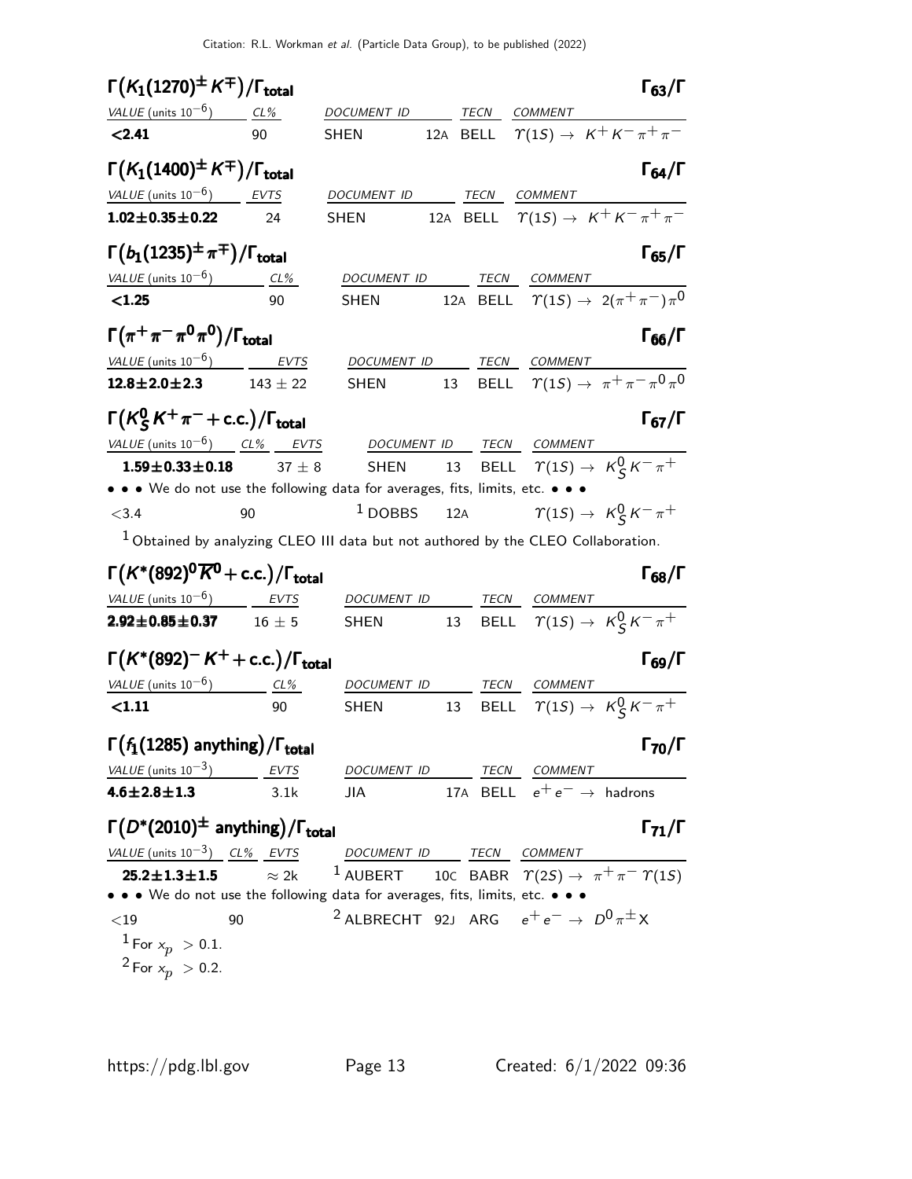### $\Gamma\big(K_1(1270)^\pm K^\mp\big)/\Gamma_{\text{total}}$ — $\Gamma_{63}/\Gamma$

| VALUE (units $10^{-6}$) | CL% | DOCUMENT ID | | TECN | COMMENT |
|---|---|---|---|---|---|
| **<2.41** | 90 | SHEN | 12A | BELL | $\Upsilon(1S) \to K^+ K^- \pi^+ \pi^-$ |

### $\Gamma\big(K_1(1400)^\pm K^\mp\big)/\Gamma_{\text{total}}$ — $\Gamma_{64}/\Gamma$

| VALUE (units $10^{-6}$) | EVTS | DOCUMENT ID | | TECN | COMMENT |
|---|---|---|---|---|---|
| **1.02±0.35±0.22** | 24 | SHEN | 12A | BELL | $\Upsilon(1S) \to K^+ K^- \pi^+ \pi^-$ |

### $\Gamma\big(b_1(1235)^\pm \pi^\mp\big)/\Gamma_{\text{total}}$ — $\Gamma_{65}/\Gamma$

| VALUE (units $10^{-6}$) | CL% | DOCUMENT ID | | TECN | COMMENT |
|---|---|---|---|---|---|
| **<1.25** | 90 | SHEN | 12A | BELL | $\Upsilon(1S) \to 2(\pi^+ \pi^-)\pi^0$ |

### $\Gamma\big(\pi^+ \pi^- \pi^0 \pi^0\big)/\Gamma_{\text{total}}$ — $\Gamma_{66}/\Gamma$

| VALUE (units $10^{-6}$) | EVTS | DOCUMENT ID | | TECN | COMMENT |
|---|---|---|---|---|---|
| **12.8±2.0±2.3** | 143 ± 22 | SHEN | 13 | BELL | $\Upsilon(1S) \to \pi^+ \pi^- \pi^0 \pi^0$ |

### $\Gamma\big(K^0_S K^+ \pi^- + \text{c.c.}\big)/\Gamma_{\text{total}}$ — $\Gamma_{67}/\Gamma$

| VALUE (units $10^{-6}$) | CL% | EVTS | DOCUMENT ID | | TECN | COMMENT |
|---|---|---|---|---|---|---|
| **1.59±0.33±0.18** | | 37 ± 8 | SHEN | 13 | BELL | $\Upsilon(1S) \to K^0_S K^- \pi^+$ |
| • • • We do not use the following data for averages, fits, limits, etc. • • • | | | | | | |
| <3.4 | 90 | | DOBBS [1] | 12A | | $\Upsilon(1S) \to K^0_S K^- \pi^+$ |

[1] Obtained by analyzing CLEO III data but not authored by the CLEO Collaboration.

### $\Gamma\big(K^*(892)^0 \overline{K}^0 + \text{c.c.}\big)/\Gamma_{\text{total}}$ — $\Gamma_{68}/\Gamma$

| VALUE (units $10^{-6}$) | EVTS | DOCUMENT ID | | TECN | COMMENT |
|---|---|---|---|---|---|
| **2.92±0.85±0.37** | 16 ± 5 | SHEN | 13 | BELL | $\Upsilon(1S) \to K^0_S K^- \pi^+$ |

### $\Gamma\big(K^*(892)^- K^+ + \text{c.c.}\big)/\Gamma_{\text{total}}$ — $\Gamma_{69}/\Gamma$

| VALUE (units $10^{-6}$) | CL% | DOCUMENT ID | | TECN | COMMENT |
|---|---|---|---|---|---|
| **<1.11** | 90 | SHEN | 13 | BELL | $\Upsilon(1S) \to K^0_S K^- \pi^+$ |

### $\Gamma\big(f_1(1285)\ \text{anything}\big)/\Gamma_{\text{total}}$ — $\Gamma_{70}/\Gamma$

| VALUE (units $10^{-3}$) | EVTS | DOCUMENT ID | | TECN | COMMENT |
|---|---|---|---|---|---|
| **4.6±2.8±1.3** | 3.1k | JIA | 17A | BELL | $e^+ e^- \to$ hadrons |

### $\Gamma\big(D^*(2010)^\pm\ \text{anything}\big)/\Gamma_{\text{total}}$ — $\Gamma_{71}/\Gamma$

| VALUE (units $10^{-3}$) | CL% | EVTS | DOCUMENT ID | | TECN | COMMENT |
|---|---|---|---|---|---|---|
| **25.2±1.3±1.5** | | ≈ 2k | AUBERT [1] | 10C | BABR | $\Upsilon(2S) \to \pi^+ \pi^- \Upsilon(1S)$ |
| • • • We do not use the following data for averages, fits, limits, etc. • • • | | | | | | |
| <19 | 90 | | ALBRECHT [2] | 92J | ARG | $e^+ e^- \to D^0 \pi^\pm X$ |

[1] For $x_p > 0.1$.

[2] For $x_p > 0.2$.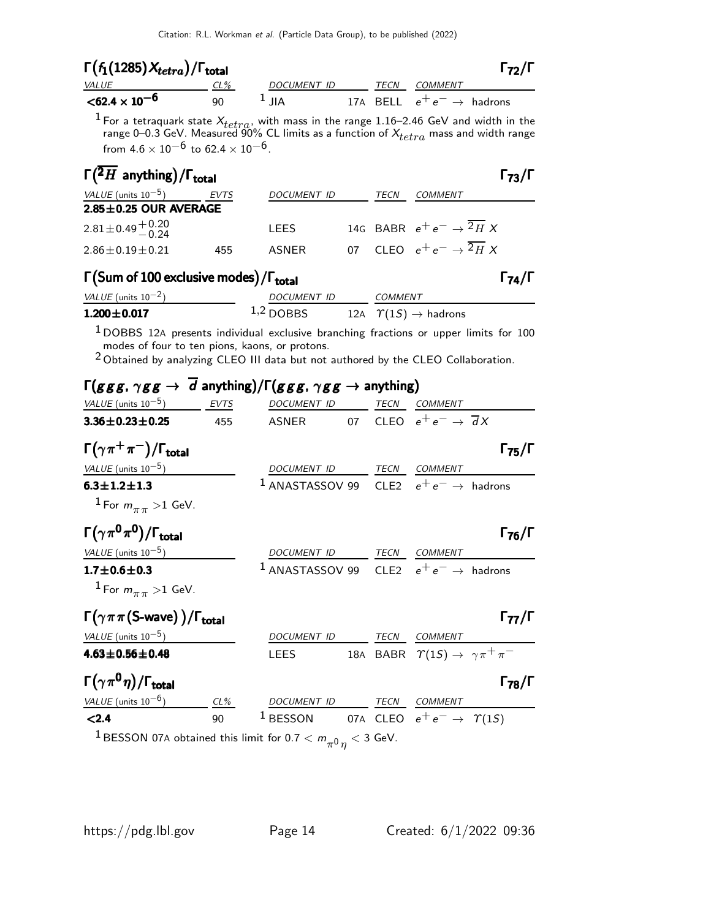### $\Gamma(f_1(1285) X_{tetra})/\Gamma_{\text{total}}$ $\Gamma_{72}/\Gamma$

| VALUE | CL% | DOCUMENT ID | | TECN | COMMENT |
|---|---|---|---|---|---|
| **$<62.4 \times 10^{-6}$** | 90 | [1] JIA | 17A | BELL | $e^+ e^- \rightarrow$ hadrons |

[1] For a tetraquark state $X_{tetra}$, with mass in the range 1.16–2.46 GeV and width in the range 0–0.3 GeV. Measured 90% CL limits as a function of $X_{tetra}$ mass and width range from $4.6 \times 10^{-6}$ to $62.4 \times 10^{-6}$.

### $\Gamma(\overline{^2H}$ anything$)/\Gamma_{\text{total}}$ $\Gamma_{73}/\Gamma$

| VALUE (units $10^{-5}$) | EVTS | DOCUMENT ID | | TECN | COMMENT |
|---|---|---|---|---|---|
| **2.85±0.25 OUR AVERAGE** | | | | | |
| $2.81 \pm 0.49^{+0.20}_{-0.24}$ | | LEES | 14G | BABR | $e^+ e^- \rightarrow \overline{^2H}\, X$ |
| $2.86 \pm 0.19 \pm 0.21$ | 455 | ASNER | 07 | CLEO | $e^+ e^- \rightarrow \overline{^2H}\, X$ |

### $\Gamma($Sum of 100 exclusive modes$)/\Gamma_{\text{total}}$ $\Gamma_{74}/\Gamma$

| VALUE (units $10^{-2}$) | DOCUMENT ID | | COMMENT |
|---|---|---|---|
| **1.200±0.017** | [1,2] DOBBS | 12A | $\Upsilon(1S) \rightarrow$ hadrons |

[1] DOBBS 12A presents individual exclusive branching fractions or upper limits for 100 modes of four to ten pions, kaons, or protons.

[2] Obtained by analyzing CLEO III data but not authored by the CLEO Collaboration.

### $\Gamma(ggg, \gamma gg \rightarrow \overline{d}$ anything$)/\Gamma(ggg, \gamma gg \rightarrow$ anything$)$

| VALUE (units $10^{-5}$) | EVTS | DOCUMENT ID | | TECN | COMMENT |
|---|---|---|---|---|---|
| **3.36±0.23±0.25** | 455 | ASNER | 07 | CLEO | $e^+ e^- \rightarrow \overline{d} X$ |

### $\Gamma(\gamma \pi^+ \pi^-)/\Gamma_{\text{total}}$ $\Gamma_{75}/\Gamma$

| VALUE (units $10^{-5}$) | DOCUMENT ID | | TECN | COMMENT |
|---|---|---|---|---|
| **6.3±1.2±1.3** | [1] ANASTASSOV | 99 | CLE2 | $e^+ e^- \rightarrow$ hadrons |

[1] For $m_{\pi\pi} > 1$ GeV.

### $\Gamma(\gamma \pi^0 \pi^0)/\Gamma_{\text{total}}$ $\Gamma_{76}/\Gamma$

| VALUE (units $10^{-5}$) | DOCUMENT ID | | TECN | COMMENT |
|---|---|---|---|---|
| **1.7±0.6±0.3** | [1] ANASTASSOV | 99 | CLE2 | $e^+ e^- \rightarrow$ hadrons |

[1] For $m_{\pi\pi} > 1$ GeV.

### $\Gamma(\gamma \pi \pi($S-wave$))/\Gamma_{\text{total}}$ $\Gamma_{77}/\Gamma$

| VALUE (units $10^{-5}$) | DOCUMENT ID | | TECN | COMMENT |
|---|---|---|---|---|
| **4.63±0.56±0.48** | LEES | 18A | BABR | $\Upsilon(1S) \rightarrow \gamma \pi^+ \pi^-$ |

### $\Gamma(\gamma \pi^0 \eta)/\Gamma_{\text{total}}$ $\Gamma_{78}/\Gamma$

| VALUE (units $10^{-6}$) | CL% | DOCUMENT ID | | TECN | COMMENT |
|---|---|---|---|---|---|
| **<2.4** | 90 | [1] BESSON | 07A | CLEO | $e^+ e^- \rightarrow \Upsilon(1S)$ |

[1] BESSON 07A obtained this limit for $0.7 < m_{\pi^0 \eta} < 3$ GeV.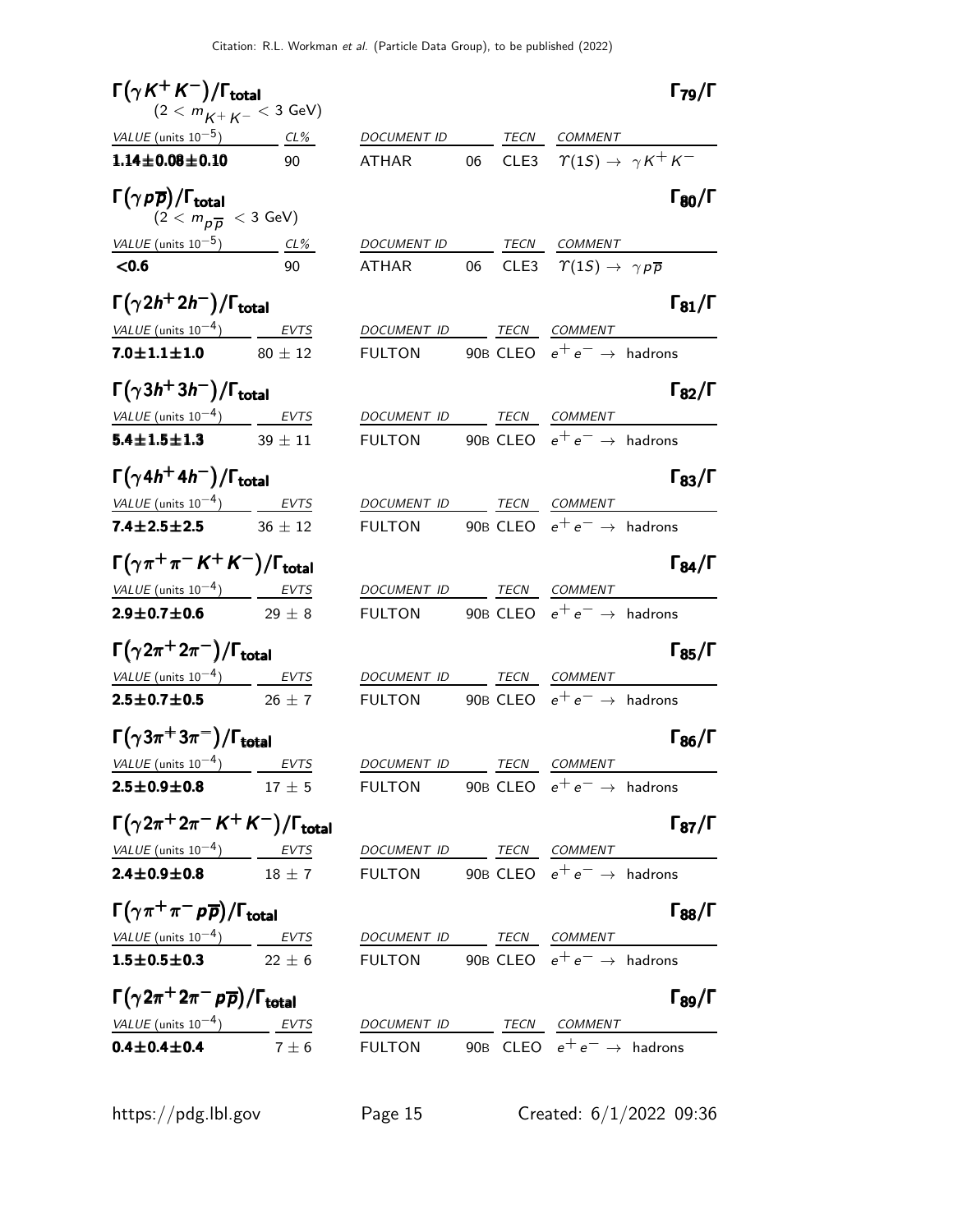### $\Gamma(\gamma K^+ K^-)/\Gamma_{total}$ $\quad\Gamma_{79}/\Gamma$

$(2 < m_{K^+K^-} < 3$ GeV$)$

| VALUE (units $10^{-5}$) | CL% | DOCUMENT ID | | TECN | COMMENT |
|---|---|---|---|---|---|
| **1.14±0.08±0.10** | 90 | ATHAR | 06 | CLE3 | $\Upsilon(1S) \to \gamma K^+ K^-$ |

### $\Gamma(\gamma p\overline{p})/\Gamma_{total}$ $\quad\Gamma_{80}/\Gamma$

$(2 < m_{p\overline{p}} < 3$ GeV$)$

| VALUE (units $10^{-5}$) | CL% | DOCUMENT ID | | TECN | COMMENT |
|---|---|---|---|---|---|
| **<0.6** | 90 | ATHAR | 06 | CLE3 | $\Upsilon(1S) \to \gamma p\overline{p}$ |

### $\Gamma(\gamma 2h^+ 2h^-)/\Gamma_{total}$ $\quad\Gamma_{81}/\Gamma$

| VALUE (units $10^{-4}$) | EVTS | DOCUMENT ID | | TECN | COMMENT |
|---|---|---|---|---|---|
| **7.0±1.1±1.0** | $80 \pm 12$ | FULTON | 90B | CLEO | $e^+e^- \to$ hadrons |

### $\Gamma(\gamma 3h^+ 3h^-)/\Gamma_{total}$ $\quad\Gamma_{82}/\Gamma$

| VALUE (units $10^{-4}$) | EVTS | DOCUMENT ID | | TECN | COMMENT |
|---|---|---|---|---|---|
| **5.4±1.5±1.3** | $39 \pm 11$ | FULTON | 90B | CLEO | $e^+e^- \to$ hadrons |

### $\Gamma(\gamma 4h^+ 4h^-)/\Gamma_{total}$ $\quad\Gamma_{83}/\Gamma$

| VALUE (units $10^{-4}$) | EVTS | DOCUMENT ID | | TECN | COMMENT |
|---|---|---|---|---|---|
| **7.4±2.5±2.5** | $36 \pm 12$ | FULTON | 90B | CLEO | $e^+e^- \to$ hadrons |

### $\Gamma(\gamma \pi^+ \pi^- K^+ K^-)/\Gamma_{total}$ $\quad\Gamma_{84}/\Gamma$

| VALUE (units $10^{-4}$) | EVTS | DOCUMENT ID | | TECN | COMMENT |
|---|---|---|---|---|---|
| **2.9±0.7±0.6** | $29 \pm 8$ | FULTON | 90B | CLEO | $e^+e^- \to$ hadrons |

### $\Gamma(\gamma 2\pi^+ 2\pi^-)/\Gamma_{total}$ $\quad\Gamma_{85}/\Gamma$

| VALUE (units $10^{-4}$) | EVTS | DOCUMENT ID | | TECN | COMMENT |
|---|---|---|---|---|---|
| **2.5±0.7±0.5** | $26 \pm 7$ | FULTON | 90B | CLEO | $e^+e^- \to$ hadrons |

### $\Gamma(\gamma 3\pi^+ 3\pi^-)/\Gamma_{total}$ $\quad\Gamma_{86}/\Gamma$

| VALUE (units $10^{-4}$) | EVTS | DOCUMENT ID | | TECN | COMMENT |
|---|---|---|---|---|---|
| **2.5±0.9±0.8** | $17 \pm 5$ | FULTON | 90B | CLEO | $e^+e^- \to$ hadrons |

### $\Gamma(\gamma 2\pi^+ 2\pi^- K^+ K^-)/\Gamma_{total}$ $\quad\Gamma_{87}/\Gamma$

| VALUE (units $10^{-4}$) | EVTS | DOCUMENT ID | | TECN | COMMENT |
|---|---|---|---|---|---|
| **2.4±0.9±0.8** | $18 \pm 7$ | FULTON | 90B | CLEO | $e^+e^- \to$ hadrons |

### $\Gamma(\gamma \pi^+ \pi^- p\overline{p})/\Gamma_{total}$ $\quad\Gamma_{88}/\Gamma$

| VALUE (units $10^{-4}$) | EVTS | DOCUMENT ID | | TECN | COMMENT |
|---|---|---|---|---|---|
| **1.5±0.5±0.3** | $22 \pm 6$ | FULTON | 90B | CLEO | $e^+e^- \to$ hadrons |

### $\Gamma(\gamma 2\pi^+ 2\pi^- p\overline{p})/\Gamma_{total}$ $\quad\Gamma_{89}/\Gamma$

| VALUE (units $10^{-4}$) | EVTS | DOCUMENT ID | | TECN | COMMENT |
|---|---|---|---|---|---|
| **0.4±0.4±0.4** | $7 \pm 6$ | FULTON | 90B | CLEO | $e^+e^- \to$ hadrons |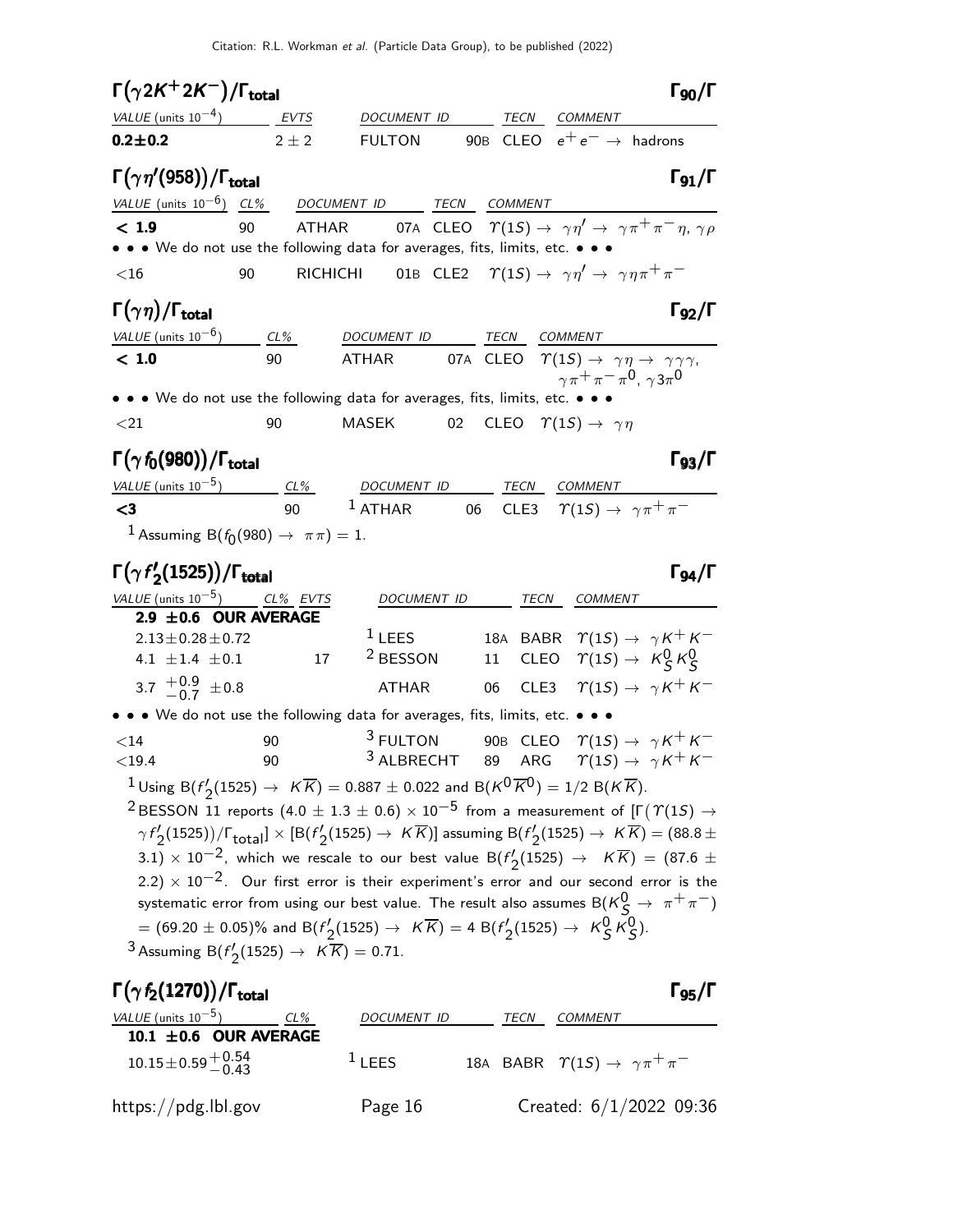## $\Gamma(\gamma 2K^+ 2K^-)/\Gamma_{\rm total}$ — $\Gamma_{90}/\Gamma$

| VALUE (units $10^{-4}$) | EVTS | DOCUMENT ID | | TECN | COMMENT |
|---|---|---|---|---|---|
| **0.2±0.2** | $2 \pm 2$ | FULTON | 90B | CLEO | $e^+ e^- \rightarrow$ hadrons |

## $\Gamma(\gamma \eta'(958))/\Gamma_{\rm total}$ — $\Gamma_{91}/\Gamma$

| VALUE (units $10^{-6}$) | CL% | DOCUMENT ID | | TECN | COMMENT |
|---|---|---|---|---|---|
| **< 1.9** | 90 | ATHAR | 07A | CLEO | $\Upsilon(1S) \rightarrow \gamma \eta' \rightarrow \gamma \pi^+ \pi^- \eta, \gamma \rho$ |
| • • • We do not use the following data for averages, fits, limits, etc. • • • | | | | | |
| <16 | 90 | RICHICHI | 01B | CLE2 | $\Upsilon(1S) \rightarrow \gamma \eta' \rightarrow \gamma \eta \pi^+ \pi^-$ |

## $\Gamma(\gamma \eta)/\Gamma_{\rm total}$ — $\Gamma_{92}/\Gamma$

| VALUE (units $10^{-6}$) | CL% | DOCUMENT ID | | TECN | COMMENT |
|---|---|---|---|---|---|
| **< 1.0** | 90 | ATHAR | 07A | CLEO | $\Upsilon(1S) \rightarrow \gamma \eta \rightarrow \gamma \gamma \gamma$, $\gamma \pi^+ \pi^- \pi^0$, $\gamma 3\pi^0$ |
| • • • We do not use the following data for averages, fits, limits, etc. • • • | | | | | |
| <21 | 90 | MASEK | 02 | CLEO | $\Upsilon(1S) \rightarrow \gamma \eta$ |

## $\Gamma(\gamma f_0(980))/\Gamma_{\rm total}$ — $\Gamma_{93}/\Gamma$

| VALUE (units $10^{-5}$) | CL% | DOCUMENT ID | | TECN | COMMENT |
|---|---|---|---|---|---|
| **<3** | 90 | [1] ATHAR | 06 | CLE3 | $\Upsilon(1S) \rightarrow \gamma \pi^+ \pi^-$ |

[1] Assuming $B(f_0(980) \rightarrow \pi\pi) = 1$.

## $\Gamma(\gamma f'_2(1525))/\Gamma_{\rm total}$ — $\Gamma_{94}/\Gamma$

| VALUE (units $10^{-5}$) | CL% | EVTS | DOCUMENT ID | | TECN | COMMENT |
|---|---|---|---|---|---|---|
| **2.9 ±0.6 OUR AVERAGE** | | | | | | |
| $2.13 \pm 0.28 \pm 0.72$ | | | [1] LEES | 18A | BABR | $\Upsilon(1S) \rightarrow \gamma K^+ K^-$ |
| $4.1 \pm 1.4 \pm 0.1$ | | 17 | [2] BESSON | 11 | CLEO | $\Upsilon(1S) \rightarrow K^0_S K^0_S$ |
| $3.7 ^{+0.9}_{-0.7} \pm 0.8$ | | | ATHAR | 06 | CLE3 | $\Upsilon(1S) \rightarrow \gamma K^+ K^-$ |
| • • • We do not use the following data for averages, fits, limits, etc. • • • | | | | | | |
| <14 | 90 | | [3] FULTON | 90B | CLEO | $\Upsilon(1S) \rightarrow \gamma K^+ K^-$ |
| <19.4 | 90 | | [3] ALBRECHT | 89 | ARG | $\Upsilon(1S) \rightarrow \gamma K^+ K^-$ |

[1] Using $B(f'_2(1525) \rightarrow K\overline{K}) = 0.887 \pm 0.022$ and $B(K^0 \overline{K}^0) = 1/2\ B(K\overline{K})$.

[2] BESSON 11 reports $(4.0 \pm 1.3 \pm 0.6) \times 10^{-5}$ from a measurement of $[\Gamma(\Upsilon(1S) \rightarrow \gamma f'_2(1525))/\Gamma_{\rm total}] \times [B(f'_2(1525) \rightarrow K\overline{K})]$ assuming $B(f'_2(1525) \rightarrow K\overline{K}) = (88.8 \pm 3.1) \times 10^{-2}$, which we rescale to our best value $B(f'_2(1525) \rightarrow K\overline{K}) = (87.6 \pm 2.2) \times 10^{-2}$. Our first error is their experiment's error and our second error is the systematic error from using our best value. The result also assumes $B(K^0_S \rightarrow \pi^+\pi^-) = (69.20 \pm 0.05)\%$ and $B(f'_2(1525) \rightarrow K\overline{K}) = 4\ B(f'_2(1525) \rightarrow K^0_S K^0_S)$.

[3] Assuming $B(f'_2(1525) \rightarrow K\overline{K}) = 0.71$.

## $\Gamma(\gamma f_2(1270))/\Gamma_{\rm total}$ — $\Gamma_{95}/\Gamma$

| VALUE (units $10^{-5}$) | CL% | DOCUMENT ID | | TECN | COMMENT |
|---|---|---|---|---|---|
| **10.1 ±0.6 OUR AVERAGE** | | | | | |
| $10.15 \pm 0.59 ^{+0.54}_{-0.43}$ | | [1] LEES | 18A | BABR | $\Upsilon(1S) \rightarrow \gamma \pi^+ \pi^-$ |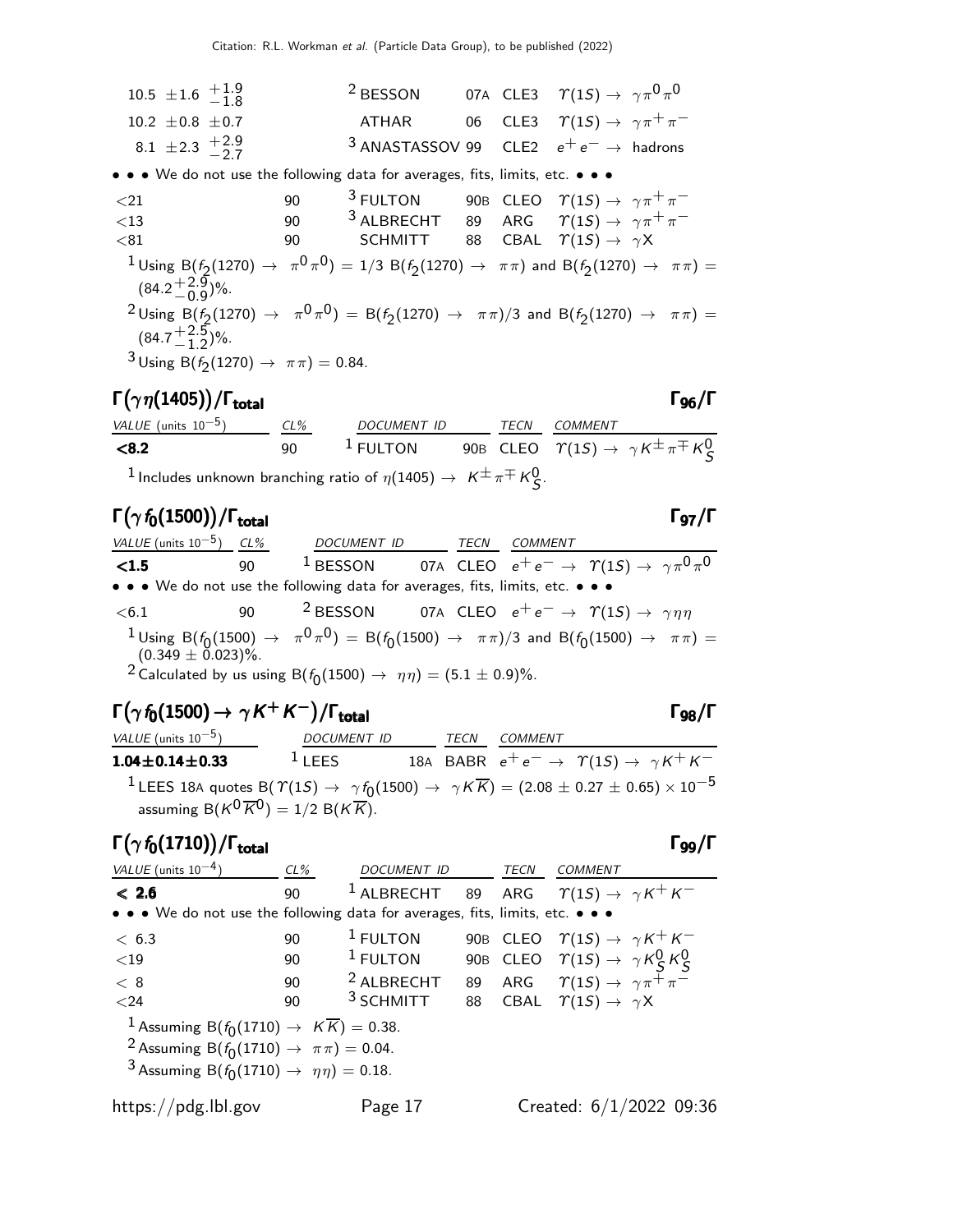| | | | | | |
|---|---|---|---|---|---|
| $10.5 \pm 1.6 ^{+1.9}_{-1.8}$ | | [2] BESSON | 07A | CLE3 | $\Upsilon(1S) \rightarrow \gamma \pi^0 \pi^0$ |
| $10.2 \pm 0.8 \pm 0.7$ | | ATHAR | 06 | CLE3 | $\Upsilon(1S) \rightarrow \gamma \pi^+ \pi^-$ |
| $8.1 \pm 2.3 ^{+2.9}_{-2.7}$ | | [3] ANASTASSOV | 99 | CLE2 | $e^+ e^- \rightarrow$ hadrons |
| • • • We do not use the following data for averages, fits, limits, etc. • • • | | | | | |
| $<21$ | 90 | [3] FULTON | 90B | CLEO | $\Upsilon(1S) \rightarrow \gamma \pi^+ \pi^-$ |
| $<13$ | 90 | [3] ALBRECHT | 89 | ARG | $\Upsilon(1S) \rightarrow \gamma \pi^+ \pi^-$ |
| $<81$ | 90 | SCHMITT | 88 | CBAL | $\Upsilon(1S) \rightarrow \gamma X$ |

[1] Using $B(f_2(1270) \rightarrow \pi^0 \pi^0) = 1/3\ B(f_2(1270) \rightarrow \pi\pi)$ and $B(f_2(1270) \rightarrow \pi\pi) = (84.2^{+2.9}_{-0.9})\%$.

[2] Using $B(f_2(1270) \rightarrow \pi^0 \pi^0) = B(f_2(1270) \rightarrow \pi\pi)/3$ and $B(f_2(1270) \rightarrow \pi\pi) = (84.7^{+2.5}_{-1.2})\%$.

[3] Using $B(f_2(1270) \rightarrow \pi\pi) = 0.84$.

## $\Gamma(\gamma\eta(1405))/\Gamma_{total}$ — $\Gamma_{96}/\Gamma$

| VALUE (units $10^{-5}$) | CL% | DOCUMENT ID | | TECN | COMMENT |
|---|---|---|---|---|---|
| **<8.2** | 90 | [1] FULTON | 90B | CLEO | $\Upsilon(1S) \rightarrow \gamma K^{\pm} \pi^{\mp} K^0_S$ |

[1] Includes unknown branching ratio of $\eta(1405) \rightarrow K^{\pm} \pi^{\mp} K^0_S$.

## $\Gamma(\gamma f_0(1500))/\Gamma_{total}$ — $\Gamma_{97}/\Gamma$

| VALUE (units $10^{-5}$) | CL% | DOCUMENT ID | | TECN | COMMENT |
|---|---|---|---|---|---|
| **<1.5** | 90 | [1] BESSON | 07A | CLEO | $e^+ e^- \rightarrow \Upsilon(1S) \rightarrow \gamma \pi^0 \pi^0$ |
| • • • We do not use the following data for averages, fits, limits, etc. • • • | | | | | |
| $<6.1$ | 90 | [2] BESSON | 07A | CLEO | $e^+ e^- \rightarrow \Upsilon(1S) \rightarrow \gamma \eta \eta$ |

[1] Using $B(f_0(1500) \rightarrow \pi^0 \pi^0) = B(f_0(1500) \rightarrow \pi\pi)/3$ and $B(f_0(1500) \rightarrow \pi\pi) = (0.349 \pm 0.023)\%$.

[2] Calculated by us using $B(f_0(1500) \rightarrow \eta\eta) = (5.1 \pm 0.9)\%$.

## $\Gamma(\gamma f_0(1500) \rightarrow \gamma K^+ K^-)/\Gamma_{total}$ — $\Gamma_{98}/\Gamma$

| VALUE (units $10^{-5}$) | DOCUMENT ID | | TECN | COMMENT |
|---|---|---|---|---|
| **$1.04 \pm 0.14 \pm 0.33$** | [1] LEES | 18A | BABR | $e^+ e^- \rightarrow \Upsilon(1S) \rightarrow \gamma K^+ K^-$ |

[1] LEES 18A quotes $B(\Upsilon(1S) \rightarrow \gamma f_0(1500) \rightarrow \gamma K\overline{K}) = (2.08 \pm 0.27 \pm 0.65) \times 10^{-5}$ assuming $B(K^0 \overline{K}{}^0) = 1/2\ B(K\overline{K})$.

## $\Gamma(\gamma f_0(1710))/\Gamma_{total}$ — $\Gamma_{99}/\Gamma$

| VALUE (units $10^{-4}$) | CL% | DOCUMENT ID | | TECN | COMMENT |
|---|---|---|---|---|---|
| **< 2.6** | 90 | [1] ALBRECHT | 89 | ARG | $\Upsilon(1S) \rightarrow \gamma K^+ K^-$ |
| • • • We do not use the following data for averages, fits, limits, etc. • • • | | | | | |
| $< 6.3$ | 90 | [1] FULTON | 90B | CLEO | $\Upsilon(1S) \rightarrow \gamma K^+ K^-$ |
| $<19$ | 90 | [1] FULTON | 90B | CLEO | $\Upsilon(1S) \rightarrow \gamma K^0_S K^0_S$ |
| $< 8$ | 90 | [2] ALBRECHT | 89 | ARG | $\Upsilon(1S) \rightarrow \gamma \pi^+ \pi^-$ |
| $<24$ | 90 | [3] SCHMITT | 88 | CBAL | $\Upsilon(1S) \rightarrow \gamma X$ |

[1] Assuming $B(f_0(1710) \rightarrow K\overline{K}) = 0.38$.

[2] Assuming $B(f_0(1710) \rightarrow \pi\pi) = 0.04$.

[3] Assuming $B(f_0(1710) \rightarrow \eta\eta) = 0.18$.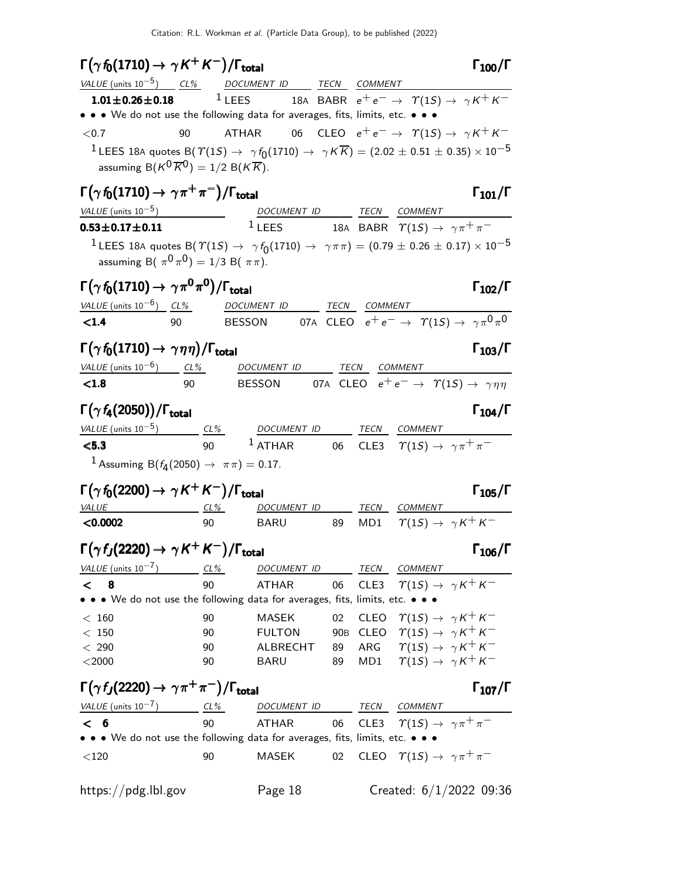### $\Gamma(\gamma f_0(1710) \to \gamma K^+ K^-)/\Gamma_{\text{total}}$ $\qquad \Gamma_{100}/\Gamma$

| VALUE (units $10^{-5}$) | CL% | DOCUMENT ID | | TECN | COMMENT |
|---|---|---|---|---|---|
| **1.01±0.26±0.18** | | [1] LEES | 18A | BABR | $e^+e^- \to \Upsilon(1S) \to \gamma K^+ K^-$ |
| • • • We do not use the following data for averages, fits, limits, etc. • • • | | | | | |
| <0.7 | 90 | ATHAR | 06 | CLEO | $e^+e^- \to \Upsilon(1S) \to \gamma K^+ K^-$ |

[1] LEES 18A quotes B($\Upsilon(1S) \to \gamma f_0(1710) \to \gamma K\overline{K}$) = $(2.02 \pm 0.51 \pm 0.35) \times 10^{-5}$ assuming B($K^0\overline{K}^0$) = 1/2 B($K\overline{K}$).

### $\Gamma(\gamma f_0(1710) \to \gamma \pi^+ \pi^-)/\Gamma_{\text{total}}$ $\qquad \Gamma_{101}/\Gamma$

| VALUE (units $10^{-5}$) | DOCUMENT ID | | TECN | COMMENT |
|---|---|---|---|---|
| **0.53±0.17±0.11** | [1] LEES | 18A | BABR | $\Upsilon(1S) \to \gamma \pi^+ \pi^-$ |

[1] LEES 18A quotes B($\Upsilon(1S) \to \gamma f_0(1710) \to \gamma \pi\pi$) = $(0.79 \pm 0.26 \pm 0.17) \times 10^{-5}$ assuming B($\pi^0\pi^0$) = 1/3 B($\pi\pi$).

### $\Gamma(\gamma f_0(1710) \to \gamma \pi^0 \pi^0)/\Gamma_{\text{total}}$ $\qquad \Gamma_{102}/\Gamma$

| VALUE (units $10^{-6}$) | CL% | DOCUMENT ID | | TECN | COMMENT |
|---|---|---|---|---|---|
| **<1.4** | 90 | BESSON | 07A | CLEO | $e^+e^- \to \Upsilon(1S) \to \gamma \pi^0 \pi^0$ |

### $\Gamma(\gamma f_0(1710) \to \gamma \eta \eta)/\Gamma_{\text{total}}$ $\qquad \Gamma_{103}/\Gamma$

| VALUE (units $10^{-6}$) | CL% | DOCUMENT ID | | TECN | COMMENT |
|---|---|---|---|---|---|
| **<1.8** | 90 | BESSON | 07A | CLEO | $e^+e^- \to \Upsilon(1S) \to \gamma \eta \eta$ |

### $\Gamma(\gamma f_4(2050))/\Gamma_{\text{total}}$ $\qquad \Gamma_{104}/\Gamma$

| VALUE (units $10^{-5}$) | CL% | DOCUMENT ID | | TECN | COMMENT |
|---|---|---|---|---|---|
| **<5.3** | 90 | [1] ATHAR | 06 | CLE3 | $\Upsilon(1S) \to \gamma \pi^+ \pi^-$ |

[1] Assuming B($f_4(2050) \to \pi\pi$) = 0.17.

### $\Gamma(\gamma f_0(2200) \to \gamma K^+ K^-)/\Gamma_{\text{total}}$ $\qquad \Gamma_{105}/\Gamma$

| VALUE | CL% | DOCUMENT ID | | TECN | COMMENT |
|---|---|---|---|---|---|
| **<0.0002** | 90 | BARU | 89 | MD1 | $\Upsilon(1S) \to \gamma K^+ K^-$ |

### $\Gamma(\gamma f_J(2220) \to \gamma K^+ K^-)/\Gamma_{\text{total}}$ $\qquad \Gamma_{106}/\Gamma$

| VALUE (units $10^{-7}$) | CL% | DOCUMENT ID | | TECN | COMMENT |
|---|---|---|---|---|---|
| **< 8** | 90 | ATHAR | 06 | CLE3 | $\Upsilon(1S) \to \gamma K^+ K^-$ |
| • • • We do not use the following data for averages, fits, limits, etc. • • • | | | | | |
| < 160 | 90 | MASEK | 02 | CLEO | $\Upsilon(1S) \to \gamma K^+ K^-$ |
| < 150 | 90 | FULTON | 90B | CLEO | $\Upsilon(1S) \to \gamma K^+ K^-$ |
| < 290 | 90 | ALBRECHT | 89 | ARG | $\Upsilon(1S) \to \gamma K^+ K^-$ |
| <2000 | 90 | BARU | 89 | MD1 | $\Upsilon(1S) \to \gamma K^+ K^-$ |

### $\Gamma(\gamma f_J(2220) \to \gamma \pi^+ \pi^-)/\Gamma_{\text{total}}$ $\qquad \Gamma_{107}/\Gamma$

| VALUE (units $10^{-7}$) | CL% | DOCUMENT ID | | TECN | COMMENT |
|---|---|---|---|---|---|
| **< 6** | 90 | ATHAR | 06 | CLE3 | $\Upsilon(1S) \to \gamma \pi^+ \pi^-$ |
| • • • We do not use the following data for averages, fits, limits, etc. • • • | | | | | |
| <120 | 90 | MASEK | 02 | CLEO | $\Upsilon(1S) \to \gamma \pi^+ \pi^-$ |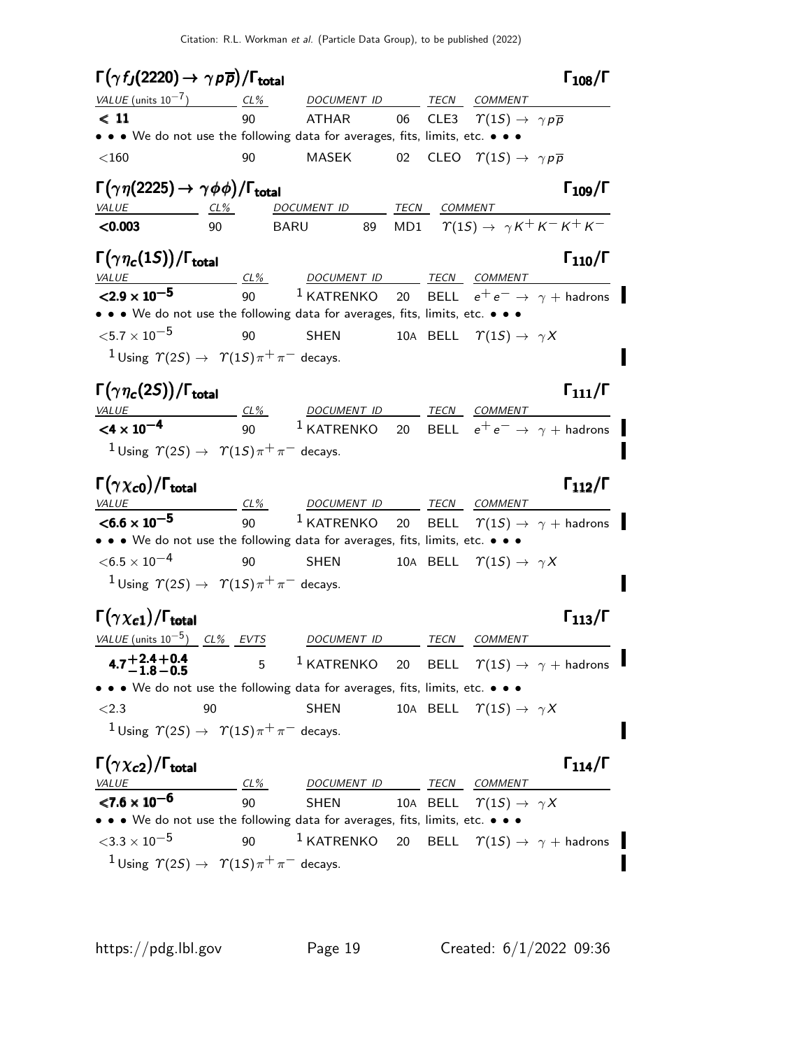## $\Gamma(\gamma f_J(2220) \to \gamma p\overline{p})/\Gamma_{\text{total}}$ $\Gamma_{108}/\Gamma$

| VALUE (units $10^{-7}$) | CL% | DOCUMENT ID | | TECN | COMMENT |
|---|---|---|---|---|---|
| **$\leq$ 11** | 90 | ATHAR | 06 | CLE3 | $\Upsilon(1S) \to \gamma p\overline{p}$ |
| • • • We do not use the following data for averages, fits, limits, etc. • • • | | | | | |
| $<$160 | 90 | MASEK | 02 | CLEO | $\Upsilon(1S) \to \gamma p\overline{p}$ |

## $\Gamma(\gamma\eta(2225) \to \gamma\phi\phi)/\Gamma_{\text{total}}$ $\Gamma_{109}/\Gamma$

| VALUE | CL% | DOCUMENT ID | | TECN | COMMENT |
|---|---|---|---|---|---|
| **<0.003** | 90 | BARU | 89 | MD1 | $\Upsilon(1S) \to \gamma K^+ K^- K^+ K^-$ |

## $\Gamma(\gamma\eta_c(1S))/\Gamma_{\text{total}}$ $\Gamma_{110}/\Gamma$

| VALUE | CL% | DOCUMENT ID | | TECN | COMMENT |
|---|---|---|---|---|---|
| **$<2.9 \times 10^{-5}$** | 90 | [1] KATRENKO | 20 | BELL | $e^+ e^- \to \gamma$ + hadrons |
| • • • We do not use the following data for averages, fits, limits, etc. • • • | | | | | |
| $<5.7 \times 10^{-5}$ | 90 | SHEN | 10A | BELL | $\Upsilon(1S) \to \gamma X$ |

[1] Using $\Upsilon(2S) \to \Upsilon(1S)\pi^+\pi^-$ decays.

## $\Gamma(\gamma\eta_c(2S))/\Gamma_{\text{total}}$ $\Gamma_{111}/\Gamma$

| VALUE | CL% | DOCUMENT ID | | TECN | COMMENT |
|---|---|---|---|---|---|
| **$<4 \times 10^{-4}$** | 90 | [1] KATRENKO | 20 | BELL | $e^+ e^- \to \gamma$ + hadrons |

[1] Using $\Upsilon(2S) \to \Upsilon(1S)\pi^+\pi^-$ decays.

## $\Gamma(\gamma\chi_{c0})/\Gamma_{\text{total}}$ $\Gamma_{112}/\Gamma$

| VALUE | CL% | DOCUMENT ID | | TECN | COMMENT |
|---|---|---|---|---|---|
| **$<6.6 \times 10^{-5}$** | 90 | [1] KATRENKO | 20 | BELL | $\Upsilon(1S) \to \gamma$ + hadrons |
| • • • We do not use the following data for averages, fits, limits, etc. • • • | | | | | |
| $<6.5 \times 10^{-4}$ | 90 | SHEN | 10A | BELL | $\Upsilon(1S) \to \gamma X$ |

[1] Using $\Upsilon(2S) \to \Upsilon(1S)\pi^+\pi^-$ decays.

## $\Gamma(\gamma\chi_{c1})/\Gamma_{\text{total}}$ $\Gamma_{113}/\Gamma$

| VALUE (units $10^{-5}$) | CL% | EVTS | DOCUMENT ID | | TECN | COMMENT |
|---|---|---|---|---|---|---|
| **$4.7^{+2.4}_{-1.8}{}^{+0.4}_{-0.5}$** | | 5 | [1] KATRENKO | 20 | BELL | $\Upsilon(1S) \to \gamma$ + hadrons |
| • • • We do not use the following data for averages, fits, limits, etc. • • • | | | | | | |
| $<$2.3 | 90 | | SHEN | 10A | BELL | $\Upsilon(1S) \to \gamma X$ |

[1] Using $\Upsilon(2S) \to \Upsilon(1S)\pi^+\pi^-$ decays.

## $\Gamma(\gamma\chi_{c2})/\Gamma_{\text{total}}$ $\Gamma_{114}/\Gamma$

| VALUE | CL% | DOCUMENT ID | | TECN | COMMENT |
|---|---|---|---|---|---|
| **$<7.6 \times 10^{-6}$** | 90 | SHEN | 10A | BELL | $\Upsilon(1S) \to \gamma X$ |
| • • • We do not use the following data for averages, fits, limits, etc. • • • | | | | | |
| $<3.3 \times 10^{-5}$ | 90 | [1] KATRENKO | 20 | BELL | $\Upsilon(1S) \to \gamma$ + hadrons |

[1] Using $\Upsilon(2S) \to \Upsilon(1S)\pi^+\pi^-$ decays.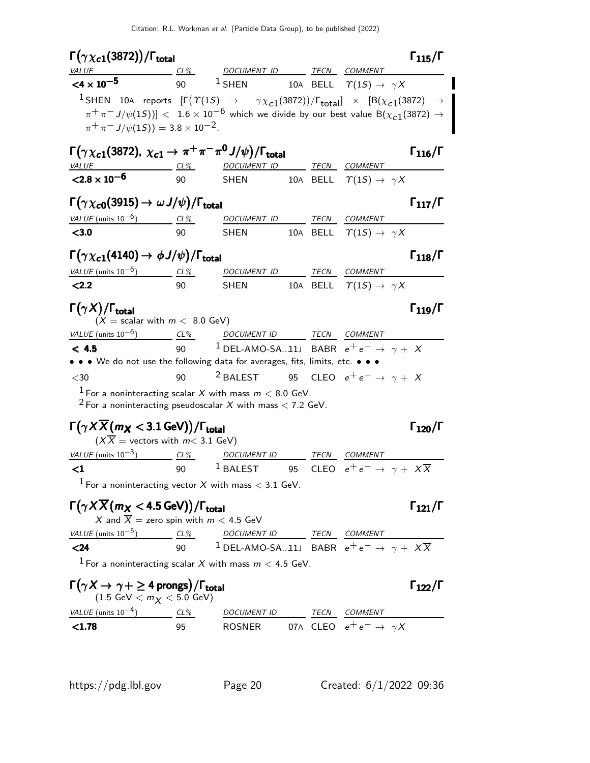### $\Gamma(\gamma \chi_{c1}(3872))/\Gamma_{total}$ — $\Gamma_{115}/\Gamma$

| VALUE | CL% | DOCUMENT ID | | TECN | COMMENT |
|---|---|---|---|---|---|
| $<4 \times 10^{-5}$ | 90 | [1] SHEN | 10A | BELL | $\Upsilon(1S) \to \gamma X$ |

[1] SHEN 10A reports $[\Gamma(\Upsilon(1S) \to \gamma \chi_{c1}(3872))/\Gamma_{total}] \times [B(\chi_{c1}(3872) \to \pi^+ \pi^- J/\psi(1S))] < 1.6 \times 10^{-6}$ which we divide by our best value $B(\chi_{c1}(3872) \to \pi^+ \pi^- J/\psi(1S)) = 3.8 \times 10^{-2}$.

### $\Gamma(\gamma \chi_{c1}(3872),\ \chi_{c1} \to \pi^+ \pi^- \pi^0 J/\psi)/\Gamma_{total}$ — $\Gamma_{116}/\Gamma$

| VALUE | CL% | DOCUMENT ID | | TECN | COMMENT |
|---|---|---|---|---|---|
| $<2.8 \times 10^{-6}$ | 90 | SHEN | 10A | BELL | $\Upsilon(1S) \to \gamma X$ |

### $\Gamma(\gamma \chi_{c0}(3915) \to \omega J/\psi)/\Gamma_{total}$ — $\Gamma_{117}/\Gamma$

| VALUE (units $10^{-6}$) | CL% | DOCUMENT ID | | TECN | COMMENT |
|---|---|---|---|---|---|
| $<3.0$ | 90 | SHEN | 10A | BELL | $\Upsilon(1S) \to \gamma X$ |

### $\Gamma(\gamma \chi_{c1}(4140) \to \phi J/\psi)/\Gamma_{total}$ — $\Gamma_{118}/\Gamma$

| VALUE (units $10^{-6}$) | CL% | DOCUMENT ID | | TECN | COMMENT |
|---|---|---|---|---|---|
| $<2.2$ | 90 | SHEN | 10A | BELL | $\Upsilon(1S) \to \gamma X$ |

### $\Gamma(\gamma X)/\Gamma_{total}$ — $\Gamma_{119}/\Gamma$

($X$ = scalar with $m < 8.0$ GeV)

| VALUE (units $10^{-6}$) | CL% | DOCUMENT ID | | TECN | COMMENT |
|---|---|---|---|---|---|
| $\leq 4.5$ | 90 | [1] DEL-AMO-SA..11J | | BABR | $e^+ e^- \to \gamma + X$ |
| • • • We do not use the following data for averages, fits, limits, etc. • • • | | | | | |
| $<30$ | 90 | [2] BALEST | 95 | CLEO | $e^+ e^- \to \gamma + X$ |

[1] For a noninteracting scalar $X$ with mass $m < 8.0$ GeV.
[2] For a noninteracting pseudoscalar $X$ with mass $< 7.2$ GeV.

### $\Gamma(\gamma X \overline{X} (m_X < 3.1\ \text{GeV}))/\Gamma_{total}$ — $\Gamma_{120}/\Gamma$

($X\overline{X}$ = vectors with $m < 3.1$ GeV)

| VALUE (units $10^{-3}$) | CL% | DOCUMENT ID | | TECN | COMMENT |
|---|---|---|---|---|---|
| $<1$ | 90 | [1] BALEST | 95 | CLEO | $e^+ e^- \to \gamma + X\overline{X}$ |

[1] For a noninteracting vector $X$ with mass $< 3.1$ GeV.

### $\Gamma(\gamma X \overline{X} (m_X < 4.5\ \text{GeV}))/\Gamma_{total}$ — $\Gamma_{121}/\Gamma$

$X$ and $\overline{X}$ = zero spin with $m < 4.5$ GeV

| VALUE (units $10^{-5}$) | CL% | DOCUMENT ID | | TECN | COMMENT |
|---|---|---|---|---|---|
| $<24$ | 90 | [1] DEL-AMO-SA..11J | | BABR | $e^+ e^- \to \gamma + X\overline{X}$ |

[1] For a noninteracting scalar $X$ with mass $m < 4.5$ GeV.

### $\Gamma(\gamma X \to \gamma + \geq 4\ \text{prongs})/\Gamma_{total}$ — $\Gamma_{122}/\Gamma$

($1.5\ \text{GeV} < m_X < 5.0\ \text{GeV}$)

| VALUE (units $10^{-4}$) | CL% | DOCUMENT ID | | TECN | COMMENT |
|---|---|---|---|---|---|
| $<1.78$ | 95 | ROSNER | 07A | CLEO | $e^+ e^- \to \gamma X$ |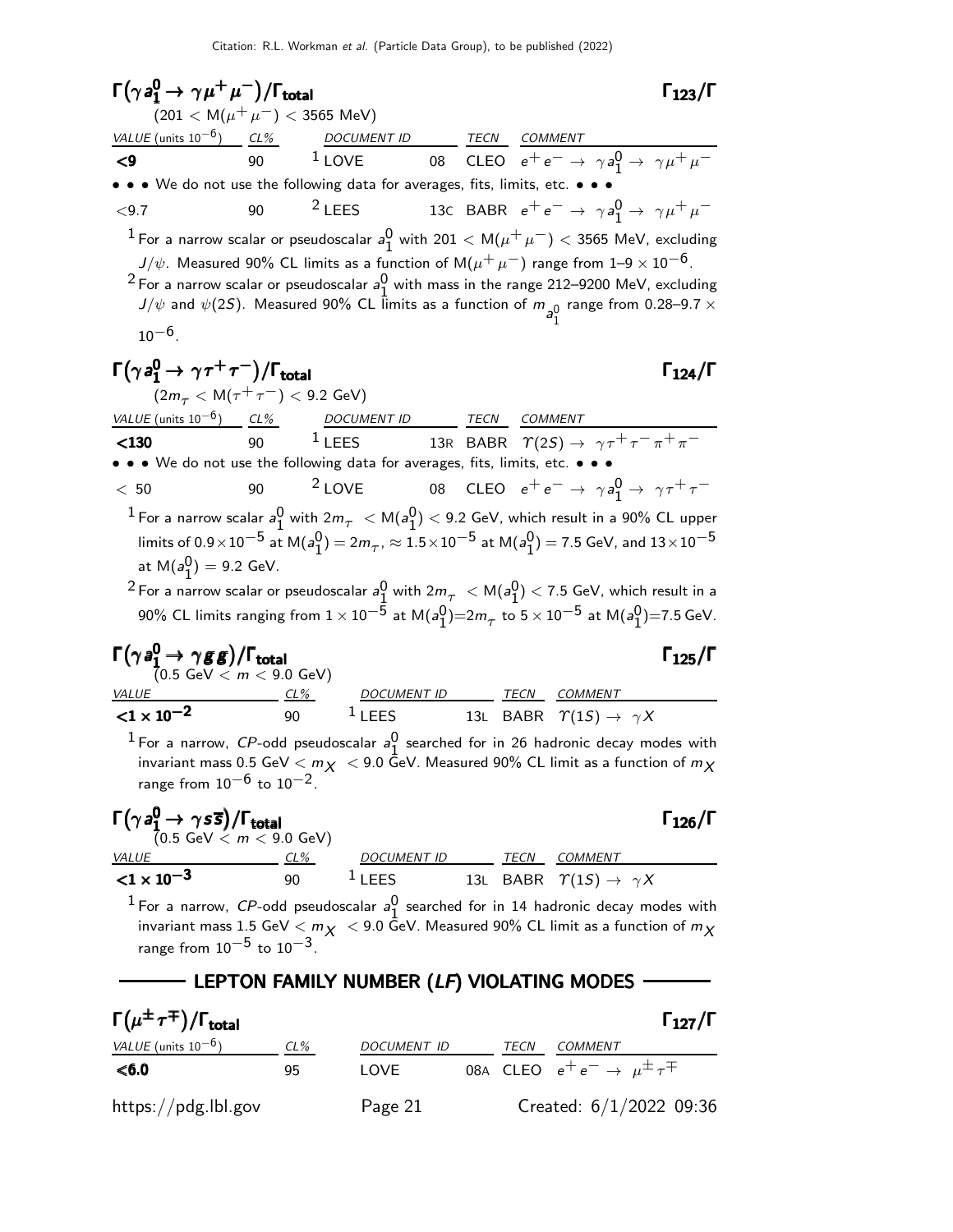## $\Gamma(\gamma a_1^0 \to \gamma \mu^+ \mu^-)/\Gamma_{\text{total}}$ $\Gamma_{123}/\Gamma$

$(201 < M(\mu^+\mu^-) < 3565$ MeV)

| VALUE (units $10^{-6}$) | CL% | DOCUMENT ID | | TECN | COMMENT |
|---|---|---|---|---|---|
| **<9** | 90 | [1] LOVE | 08 | CLEO | $e^+e^- \to \gamma a_1^0 \to \gamma \mu^+\mu^-$ |
| • • • We do not use the following data for averages, fits, limits, etc. • • • | | | | | |
| <9.7 | 90 | [2] LEES | 13C | BABR | $e^+e^- \to \gamma a_1^0 \to \gamma \mu^+\mu^-$ |

[1] For a narrow scalar or pseudoscalar $a_1^0$ with $201 < M(\mu^+\mu^-) < 3565$ MeV, excluding $J/\psi$. Measured 90% CL limits as a function of $M(\mu^+\mu^-)$ range from 1–9 $\times 10^{-6}$.

[2] For a narrow scalar or pseudoscalar $a_1^0$ with mass in the range 212–9200 MeV, excluding $J/\psi$ and $\psi(2S)$. Measured 90% CL limits as a function of $m_{a_1^0}$ range from 0.28–9.7 $\times 10^{-6}$.

## $\Gamma(\gamma a_1^0 \to \gamma \tau^+ \tau^-)/\Gamma_{\text{total}}$ $\Gamma_{124}/\Gamma$

$(2m_\tau < M(\tau^+\tau^-) < 9.2$ GeV)

| VALUE (units $10^{-6}$) | CL% | DOCUMENT ID | | TECN | COMMENT |
|---|---|---|---|---|---|
| **<130** | 90 | [1] LEES | 13R | BABR | $\Upsilon(2S) \to \gamma \tau^+\tau^-\pi^+\pi^-$ |
| • • • We do not use the following data for averages, fits, limits, etc. • • • | | | | | |
| < 50 | 90 | [2] LOVE | 08 | CLEO | $e^+e^- \to \gamma a_1^0 \to \gamma \tau^+\tau^-$ |

[1] For a narrow scalar $a_1^0$ with $2m_\tau < M(a_1^0) < 9.2$ GeV, which result in a 90% CL upper limits of $0.9\times10^{-5}$ at $M(a_1^0) = 2m_\tau$, $\approx 1.5\times10^{-5}$ at $M(a_1^0) = 7.5$ GeV, and $13\times10^{-5}$ at $M(a_1^0) = 9.2$ GeV.

[2] For a narrow scalar or pseudoscalar $a_1^0$ with $2m_\tau < M(a_1^0) < 7.5$ GeV, which result in a 90% CL limits ranging from $1\times10^{-5}$ at $M(a_1^0)=2m_\tau$ to $5\times10^{-5}$ at $M(a_1^0)$=7.5 GeV.

## $\Gamma(\gamma a_1^0 \to \gamma g g)/\Gamma_{\text{total}}$ $\Gamma_{125}/\Gamma$

(0.5 GeV $< m <$ 9.0 GeV)

| VALUE | CL% | DOCUMENT ID | | TECN | COMMENT |
|---|---|---|---|---|---|
| **$<1 \times 10^{-2}$** | 90 | [1] LEES | 13L | BABR | $\Upsilon(1S) \to \gamma X$ |

[1] For a narrow, *CP*-odd pseudoscalar $a_1^0$ searched for in 26 hadronic decay modes with invariant mass 0.5 GeV $< m_X <$ 9.0 GeV. Measured 90% CL limit as a function of $m_X$ range from $10^{-6}$ to $10^{-2}$.

## $\Gamma(\gamma a_1^0 \to \gamma s \overline{s})/\Gamma_{\text{total}}$ $\Gamma_{126}/\Gamma$

(0.5 GeV $< m <$ 9.0 GeV)

| VALUE | CL% | DOCUMENT ID | | TECN | COMMENT |
|---|---|---|---|---|---|
| **$<1 \times 10^{-3}$** | 90 | [1] LEES | 13L | BABR | $\Upsilon(1S) \to \gamma X$ |

[1] For a narrow, *CP*-odd pseudoscalar $a_1^0$ searched for in 14 hadronic decay modes with invariant mass 1.5 GeV $< m_X <$ 9.0 GeV. Measured 90% CL limit as a function of $m_X$ range from $10^{-5}$ to $10^{-3}$.

# LEPTON FAMILY NUMBER (*LF*) VIOLATING MODES

## $\Gamma(\mu^\pm \tau^\mp)/\Gamma_{\text{total}}$ $\Gamma_{127}/\Gamma$

| VALUE (units $10^{-6}$) | CL% | DOCUMENT ID | | TECN | COMMENT |
|---|---|---|---|---|---|
| **<6.0** | 95 | LOVE | 08A | CLEO | $e^+e^- \to \mu^\pm \tau^\mp$ |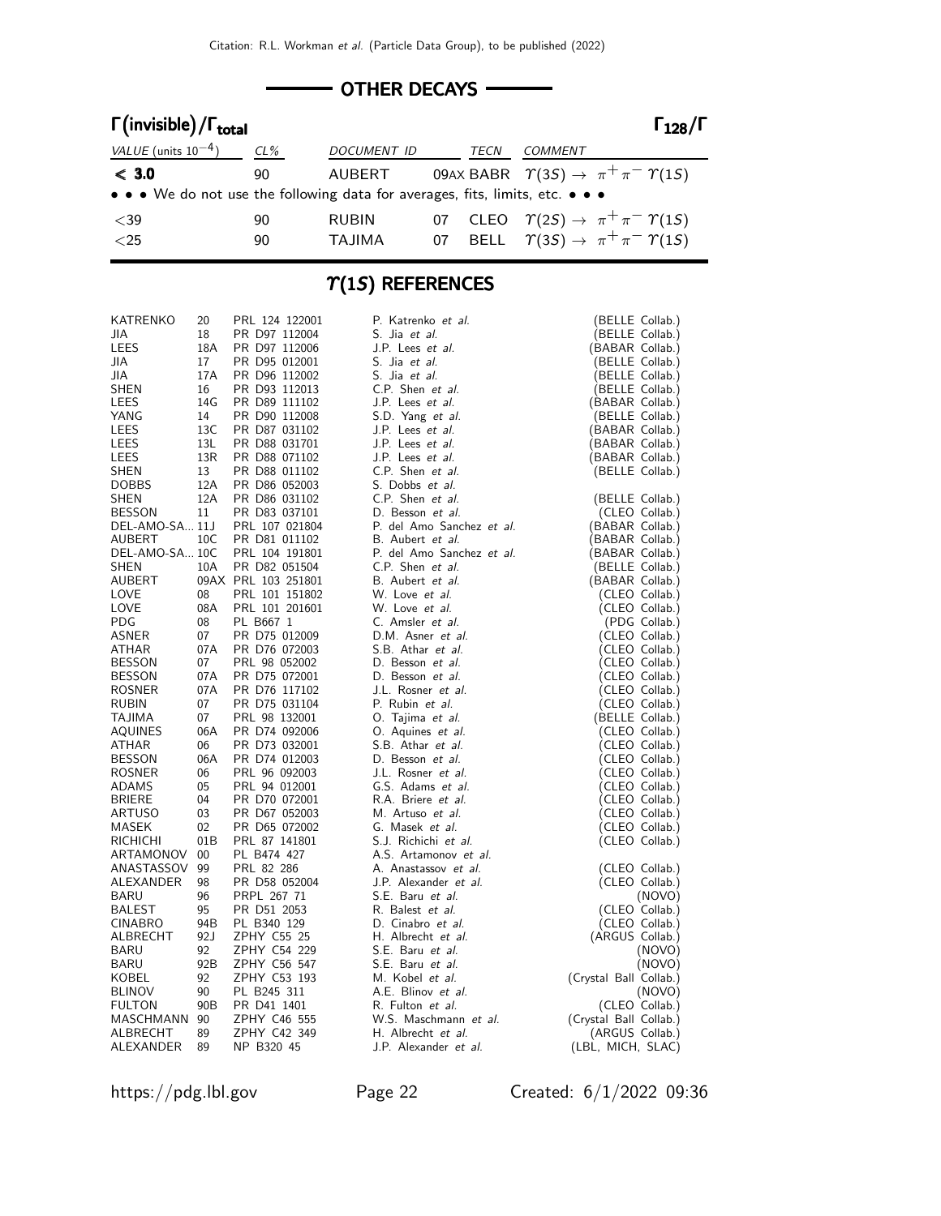## OTHER DECAYS

### $\Gamma(\text{invisible})/\Gamma_{\text{total}}$ $\Gamma_{128}/\Gamma$

| VALUE (units $10^{-4}$) | CL% | DOCUMENT ID | | TECN | COMMENT |
|---|---|---|---|---|---|
| **< 3.0** | 90 | AUBERT | 09AX | BABR | $\Upsilon(3S) \to \pi^+\pi^-\Upsilon(1S)$ |
| • • • We do not use the following data for averages, fits, limits, etc. • • • | | | | | |
| <39 | 90 | RUBIN | 07 | CLEO | $\Upsilon(2S) \to \pi^+\pi^-\Upsilon(1S)$ |
| <25 | 90 | TAJIMA | 07 | BELL | $\Upsilon(3S) \to \pi^+\pi^-\Upsilon(1S)$ |

## $\Upsilon(1S)$ REFERENCES

| | | | | |
|---|---|---|---|---|
| KATRENKO | 20 | PRL 124 122001 | P. Katrenko *et al.* | (BELLE Collab.) |
| JIA | 18 | PR D97 112004 | S. Jia *et al.* | (BELLE Collab.) |
| LEES | 18A | PR D97 112006 | J.P. Lees *et al.* | (BABAR Collab.) |
| JIA | 17 | PR D95 012001 | S. Jia *et al.* | (BELLE Collab.) |
| JIA | 17A | PR D96 112002 | S. Jia *et al.* | (BELLE Collab.) |
| SHEN | 16 | PR D93 112013 | C.P. Shen *et al.* | (BELLE Collab.) |
| LEES | 14G | PR D89 111102 | J.P. Lees *et al.* | (BABAR Collab.) |
| YANG | 14 | PR D90 112008 | S.D. Yang *et al.* | (BELLE Collab.) |
| LEES | 13C | PR D87 031102 | J.P. Lees *et al.* | (BABAR Collab.) |
| LEES | 13L | PR D88 031701 | J.P. Lees *et al.* | (BABAR Collab.) |
| LEES | 13R | PR D88 071102 | J.P. Lees *et al.* | (BABAR Collab.) |
| SHEN | 13 | PR D88 011102 | C.P. Shen *et al.* | (BELLE Collab.) |
| DOBBS | 12A | PR D86 052003 | S. Dobbs *et al.* | |
| SHEN | 12A | PR D86 031102 | C.P. Shen *et al.* | (BELLE Collab.) |
| BESSON | 11 | PR D83 037101 | D. Besson *et al.* | (CLEO Collab.) |
| DEL-AMO-SA... | 11J | PRL 107 021804 | P. del Amo Sanchez *et al.* | (BABAR Collab.) |
| AUBERT | 10C | PR D81 011102 | B. Aubert *et al.* | (BABAR Collab.) |
| DEL-AMO-SA... | 10C | PRL 104 191801 | P. del Amo Sanchez *et al.* | (BABAR Collab.) |
| SHEN | 10A | PR D82 051504 | C.P. Shen *et al.* | (BELLE Collab.) |
| AUBERT | 09AX | PRL 103 251801 | B. Aubert *et al.* | (BABAR Collab.) |
| LOVE | 08 | PRL 101 151802 | W. Love *et al.* | (CLEO Collab.) |
| LOVE | 08A | PRL 101 201601 | W. Love *et al.* | (CLEO Collab.) |
| PDG | 08 | PL B667 1 | C. Amsler *et al.* | (PDG Collab.) |
| ASNER | 07 | PR D75 012009 | D.M. Asner *et al.* | (CLEO Collab.) |
| ATHAR | 07A | PR D76 072003 | S.B. Athar *et al.* | (CLEO Collab.) |
| BESSON | 07 | PRL 98 052002 | D. Besson *et al.* | (CLEO Collab.) |
| BESSON | 07A | PR D75 072001 | D. Besson *et al.* | (CLEO Collab.) |
| ROSNER | 07A | PR D76 117102 | J.L. Rosner *et al.* | (CLEO Collab.) |
| RUBIN | 07 | PR D75 031104 | P. Rubin *et al.* | (CLEO Collab.) |
| TAJIMA | 07 | PRL 98 132001 | O. Tajima *et al.* | (BELLE Collab.) |
| AQUINES | 06A | PR D74 092006 | O. Aquines *et al.* | (CLEO Collab.) |
| ATHAR | 06 | PR D73 032001 | S.B. Athar *et al.* | (CLEO Collab.) |
| BESSON | 06A | PR D74 012003 | D. Besson *et al.* | (CLEO Collab.) |
| ROSNER | 06 | PRL 96 092003 | J.L. Rosner *et al.* | (CLEO Collab.) |
| ADAMS | 05 | PRL 94 012001 | G.S. Adams *et al.* | (CLEO Collab.) |
| BRIERE | 04 | PR D70 072001 | R.A. Briere *et al.* | (CLEO Collab.) |
| ARTUSO | 03 | PR D67 052003 | M. Artuso *et al.* | (CLEO Collab.) |
| MASEK | 02 | PR D65 072002 | G. Masek *et al.* | (CLEO Collab.) |
| RICHICHI | 01B | PRL 87 141801 | S.J. Richichi *et al.* | (CLEO Collab.) |
| ARTAMONOV | 00 | PL B474 427 | A.S. Artamonov *et al.* | |
| ANASTASSOV | 99 | PRL 82 286 | A. Anastassov *et al.* | (CLEO Collab.) |
| ALEXANDER | 98 | PR D58 052004 | J.P. Alexander *et al.* | (CLEO Collab.) |
| BARU | 96 | PRPL 267 71 | S.E. Baru *et al.* | (NOVO) |
| BALEST | 95 | PR D51 2053 | R. Balest *et al.* | (CLEO Collab.) |
| CINABRO | 94B | PL B340 129 | D. Cinabro *et al.* | (CLEO Collab.) |
| ALBRECHT | 92J | ZPHY C55 25 | H. Albrecht *et al.* | (ARGUS Collab.) |
| BARU | 92 | ZPHY C54 229 | S.E. Baru *et al.* | (NOVO) |
| BARU | 92B | ZPHY C56 547 | S.E. Baru *et al.* | (NOVO) |
| KOBEL | 92 | ZPHY C53 193 | M. Kobel *et al.* | (Crystal Ball Collab.) |
| BLINOV | 90 | PL B245 311 | A.E. Blinov *et al.* | (NOVO) |
| FULTON | 90B | PR D41 1401 | R. Fulton *et al.* | (CLEO Collab.) |
| MASCHMANN | 90 | ZPHY C46 555 | W.S. Maschmann *et al.* | (Crystal Ball Collab.) |
| ALBRECHT | 89 | ZPHY C42 349 | H. Albrecht *et al.* | (ARGUS Collab.) |
| ALEXANDER | 89 | NP B320 45 | J.P. Alexander *et al.* | (LBL, MICH, SLAC) |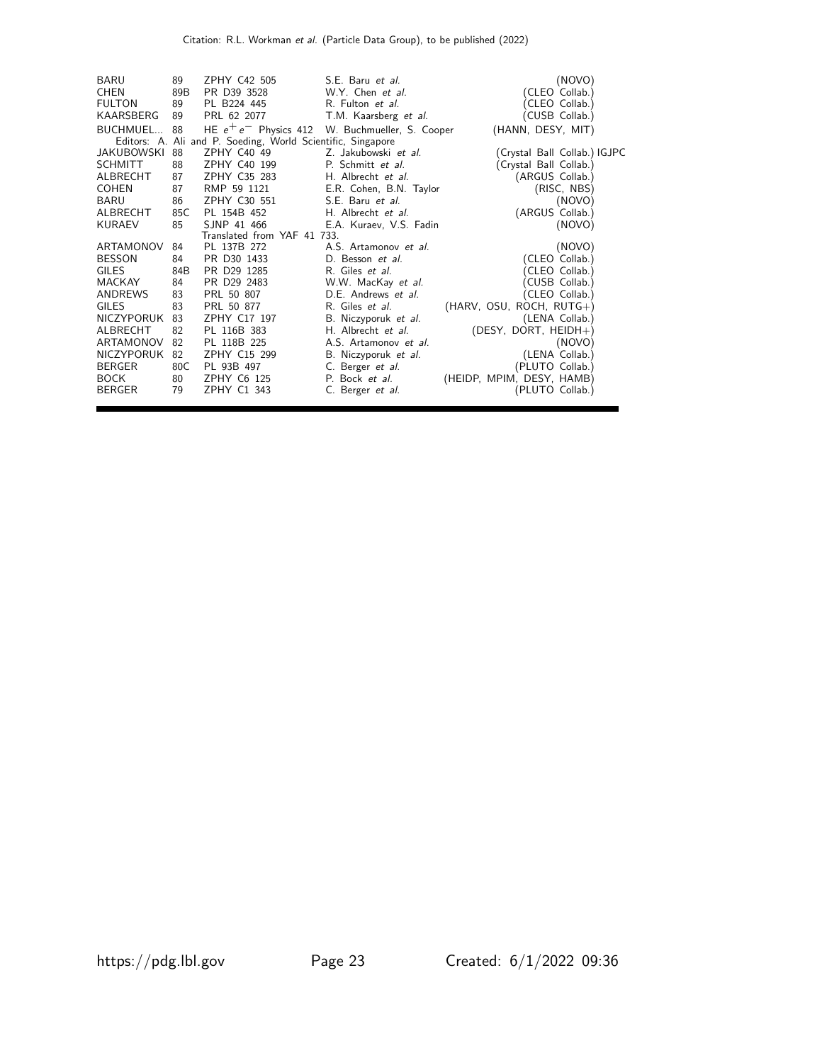| | | | | |
|---|---|---|---|---|
| BARU | 89 | ZPHY C42 505 | S.E. Baru *et al.* | (NOVO) |
| CHEN | 89B | PR D39 3528 | W.Y. Chen *et al.* | (CLEO Collab.) |
| FULTON | 89 | PL B224 445 | R. Fulton *et al.* | (CLEO Collab.) |
| KAARSBERG | 89 | PRL 62 2077 | T.M. Kaarsberg *et al.* | (CUSB Collab.) |
| BUCHMUEL... | 88 | HE $e^+e^-$ Physics 412 | W. Buchmueller, S. Cooper | (HANN, DESY, MIT) |
| | | Editors: A. Ali and P. Soeding, World Scientific, Singapore | | |
| JAKUBOWSKI | 88 | ZPHY C40 49 | Z. Jakubowski *et al.* | (Crystal Ball Collab.) IGJPC |
| SCHMITT | 88 | ZPHY C40 199 | P. Schmitt *et al.* | (Crystal Ball Collab.) |
| ALBRECHT | 87 | ZPHY C35 283 | H. Albrecht *et al.* | (ARGUS Collab.) |
| COHEN | 87 | RMP 59 1121 | E.R. Cohen, B.N. Taylor | (RISC, NBS) |
| BARU | 86 | ZPHY C30 551 | S.E. Baru *et al.* | (NOVO) |
| ALBRECHT | 85C | PL 154B 452 | H. Albrecht *et al.* | (ARGUS Collab.) |
| KURAEV | 85 | SJNP 41 466 | E.A. Kuraev, V.S. Fadin | (NOVO) |
| | | Translated from YAF 41 733. | | |
| ARTAMONOV | 84 | PL 137B 272 | A.S. Artamonov *et al.* | (NOVO) |
| BESSON | 84 | PR D30 1433 | D. Besson *et al.* | (CLEO Collab.) |
| GILES | 84B | PR D29 1285 | R. Giles *et al.* | (CLEO Collab.) |
| MACKAY | 84 | PR D29 2483 | W.W. MacKay *et al.* | (CUSB Collab.) |
| ANDREWS | 83 | PRL 50 807 | D.E. Andrews *et al.* | (CLEO Collab.) |
| GILES | 83 | PRL 50 877 | R. Giles *et al.* | (HARV, OSU, ROCH, RUTG+) |
| NICZYPORUK | 83 | ZPHY C17 197 | B. Niczyporuk *et al.* | (LENA Collab.) |
| ALBRECHT | 82 | PL 116B 383 | H. Albrecht *et al.* | (DESY, DORT, HEIDH+) |
| ARTAMONOV | 82 | PL 118B 225 | A.S. Artamonov *et al.* | (NOVO) |
| NICZYPORUK | 82 | ZPHY C15 299 | B. Niczyporuk *et al.* | (LENA Collab.) |
| BERGER | 80C | PL 93B 497 | C. Berger *et al.* | (PLUTO Collab.) |
| BOCK | 80 | ZPHY C6 125 | P. Bock *et al.* | (HEIDP, MPIM, DESY, HAMB) |
| BERGER | 79 | ZPHY C1 343 | C. Berger *et al.* | (PLUTO Collab.) |